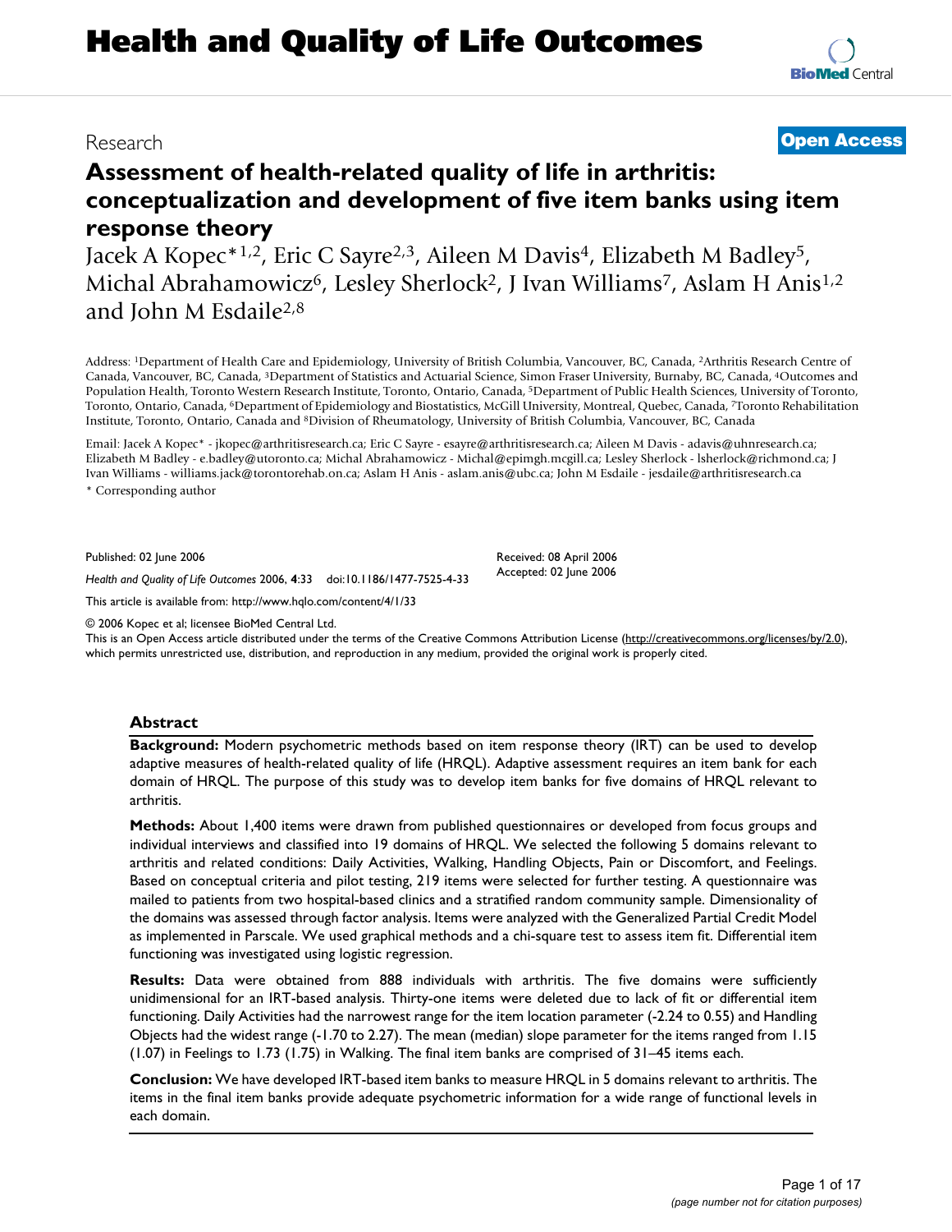Research

**Open Access**

# Assessment of health-related quality of life in arthritis: conceptualization and development of five item banks using item response theory

Jacek A Kopec*[1,2], Eric C Sayre[2,3], Aileen M Davis[4], Elizabeth M Badley[5], Michal Abrahamowicz[6], Lesley Sherlock[2], J Ivan Williams[7], Aslam H Anis[1,2] and John M Esdaile[2,8]

Address: [1]Department of Health Care and Epidemiology, University of British Columbia, Vancouver, BC, Canada, [2]Arthritis Research Centre of Canada, Vancouver, BC, Canada, [3]Department of Statistics and Actuarial Science, Simon Fraser University, Burnaby, BC, Canada, [4]Outcomes and Population Health, Toronto Western Research Institute, Toronto, Ontario, Canada, [5]Department of Public Health Sciences, University of Toronto, Toronto, Ontario, Canada, [6]Department of Epidemiology and Biostatistics, McGill University, Montreal, Quebec, Canada, [7]Toronto Rehabilitation Institute, Toronto, Ontario, Canada and [8]Division of Rheumatology, University of British Columbia, Vancouver, BC, Canada

Email: Jacek A Kopec* - jkopec@arthritisresearch.ca; Eric C Sayre - esayre@arthritisresearch.ca; Aileen M Davis - adavis@uhnresearch.ca; Elizabeth M Badley - e.badley@utoronto.ca; Michal Abrahamowicz - Michal@epimgh.mcgill.ca; Lesley Sherlock - lsherlock@richmond.ca; J Ivan Williams - williams.jack@torontorehab.on.ca; Aslam H Anis - aslam.anis@ubc.ca; John M Esdaile - jesdaile@arthritisresearch.ca

\* Corresponding author

Published: 02 June 2006

*Health and Quality of Life Outcomes* 2006, **4**:33 doi:10.1186/1477-7525-4-33

Received: 08 April 2006
Accepted: 02 June 2006

This article is available from: http://www.hqlo.com/content/4/1/33

© 2006 Kopec et al; licensee BioMed Central Ltd.
This is an Open Access article distributed under the terms of the Creative Commons Attribution License (http://creativecommons.org/licenses/by/2.0), which permits unrestricted use, distribution, and reproduction in any medium, provided the original work is properly cited.

## Abstract

**Background:** Modern psychometric methods based on item response theory (IRT) can be used to develop adaptive measures of health-related quality of life (HRQL). Adaptive assessment requires an item bank for each domain of HRQL. The purpose of this study was to develop item banks for five domains of HRQL relevant to arthritis.

**Methods:** About 1,400 items were drawn from published questionnaires or developed from focus groups and individual interviews and classified into 19 domains of HRQL. We selected the following 5 domains relevant to arthritis and related conditions: Daily Activities, Walking, Handling Objects, Pain or Discomfort, and Feelings. Based on conceptual criteria and pilot testing, 219 items were selected for further testing. A questionnaire was mailed to patients from two hospital-based clinics and a stratified random community sample. Dimensionality of the domains was assessed through factor analysis. Items were analyzed with the Generalized Partial Credit Model as implemented in Parscale. We used graphical methods and a chi-square test to assess item fit. Differential item functioning was investigated using logistic regression.

**Results:** Data were obtained from 888 individuals with arthritis. The five domains were sufficiently unidimensional for an IRT-based analysis. Thirty-one items were deleted due to lack of fit or differential item functioning. Daily Activities had the narrowest range for the item location parameter (-2.24 to 0.55) and Handling Objects had the widest range (-1.70 to 2.27). The mean (median) slope parameter for the items ranged from 1.15 (1.07) in Feelings to 1.73 (1.75) in Walking. The final item banks are comprised of 31–45 items each.

**Conclusion:** We have developed IRT-based item banks to measure HRQL in 5 domains relevant to arthritis. The items in the final item banks provide adequate psychometric information for a wide range of functional levels in each domain.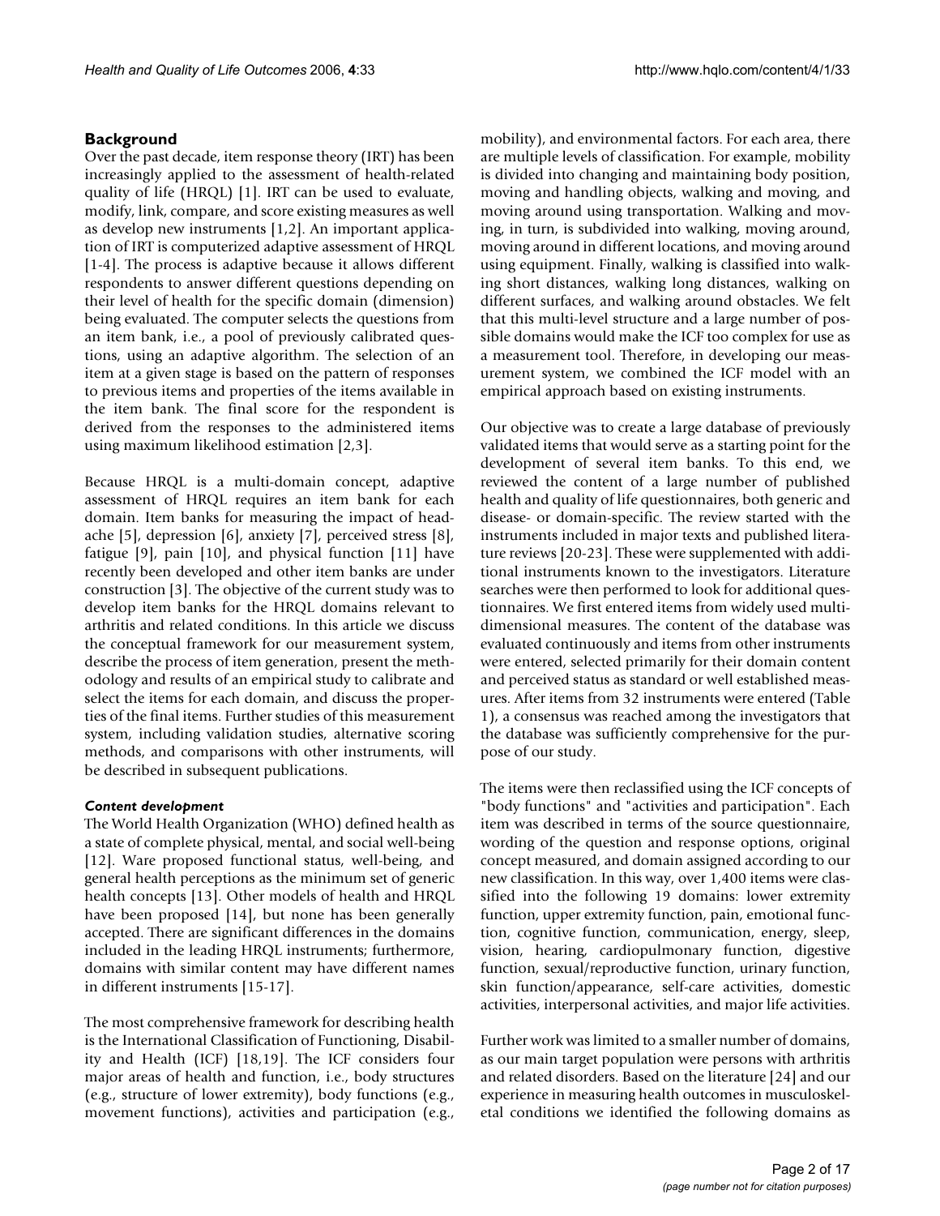## Background

Over the past decade, item response theory (IRT) has been increasingly applied to the assessment of health-related quality of life (HRQL) [1]. IRT can be used to evaluate, modify, link, compare, and score existing measures as well as develop new instruments [1,2]. An important application of IRT is computerized adaptive assessment of HRQL [1-4]. The process is adaptive because it allows different respondents to answer different questions depending on their level of health for the specific domain (dimension) being evaluated. The computer selects the questions from an item bank, i.e., a pool of previously calibrated questions, using an adaptive algorithm. The selection of an item at a given stage is based on the pattern of responses to previous items and properties of the items available in the item bank. The final score for the respondent is derived from the responses to the administered items using maximum likelihood estimation [2,3].

Because HRQL is a multi-domain concept, adaptive assessment of HRQL requires an item bank for each domain. Item banks for measuring the impact of headache [5], depression [6], anxiety [7], perceived stress [8], fatigue [9], pain [10], and physical function [11] have recently been developed and other item banks are under construction [3]. The objective of the current study was to develop item banks for the HRQL domains relevant to arthritis and related conditions. In this article we discuss the conceptual framework for our measurement system, describe the process of item generation, present the methodology and results of an empirical study to calibrate and select the items for each domain, and discuss the properties of the final items. Further studies of this measurement system, including validation studies, alternative scoring methods, and comparisons with other instruments, will be described in subsequent publications.

### *Content development*

The World Health Organization (WHO) defined health as a state of complete physical, mental, and social well-being [12]. Ware proposed functional status, well-being, and general health perceptions as the minimum set of generic health concepts [13]. Other models of health and HRQL have been proposed [14], but none has been generally accepted. There are significant differences in the domains included in the leading HRQL instruments; furthermore, domains with similar content may have different names in different instruments [15-17].

The most comprehensive framework for describing health is the International Classification of Functioning, Disability and Health (ICF) [18,19]. The ICF considers four major areas of health and function, i.e., body structures (e.g., structure of lower extremity), body functions (e.g., movement functions), activities and participation (e.g., mobility), and environmental factors. For each area, there are multiple levels of classification. For example, mobility is divided into changing and maintaining body position, moving and handling objects, walking and moving, and moving around using transportation. Walking and moving, in turn, is subdivided into walking, moving around, moving around in different locations, and moving around using equipment. Finally, walking is classified into walking short distances, walking long distances, walking on different surfaces, and walking around obstacles. We felt that this multi-level structure and a large number of possible domains would make the ICF too complex for use as a measurement tool. Therefore, in developing our measurement system, we combined the ICF model with an empirical approach based on existing instruments.

Our objective was to create a large database of previously validated items that would serve as a starting point for the development of several item banks. To this end, we reviewed the content of a large number of published health and quality of life questionnaires, both generic and disease- or domain-specific. The review started with the instruments included in major texts and published literature reviews [20-23]. These were supplemented with additional instruments known to the investigators. Literature searches were then performed to look for additional questionnaires. We first entered items from widely used multidimensional measures. The content of the database was evaluated continuously and items from other instruments were entered, selected primarily for their domain content and perceived status as standard or well established measures. After items from 32 instruments were entered (Table 1), a consensus was reached among the investigators that the database was sufficiently comprehensive for the purpose of our study.

The items were then reclassified using the ICF concepts of "body functions" and "activities and participation". Each item was described in terms of the source questionnaire, wording of the question and response options, original concept measured, and domain assigned according to our new classification. In this way, over 1,400 items were classified into the following 19 domains: lower extremity function, upper extremity function, pain, emotional function, cognitive function, communication, energy, sleep, vision, hearing, cardiopulmonary function, digestive function, sexual/reproductive function, urinary function, skin function/appearance, self-care activities, domestic activities, interpersonal activities, and major life activities.

Further work was limited to a smaller number of domains, as our main target population were persons with arthritis and related disorders. Based on the literature [24] and our experience in measuring health outcomes in musculoskeletal conditions we identified the following domains as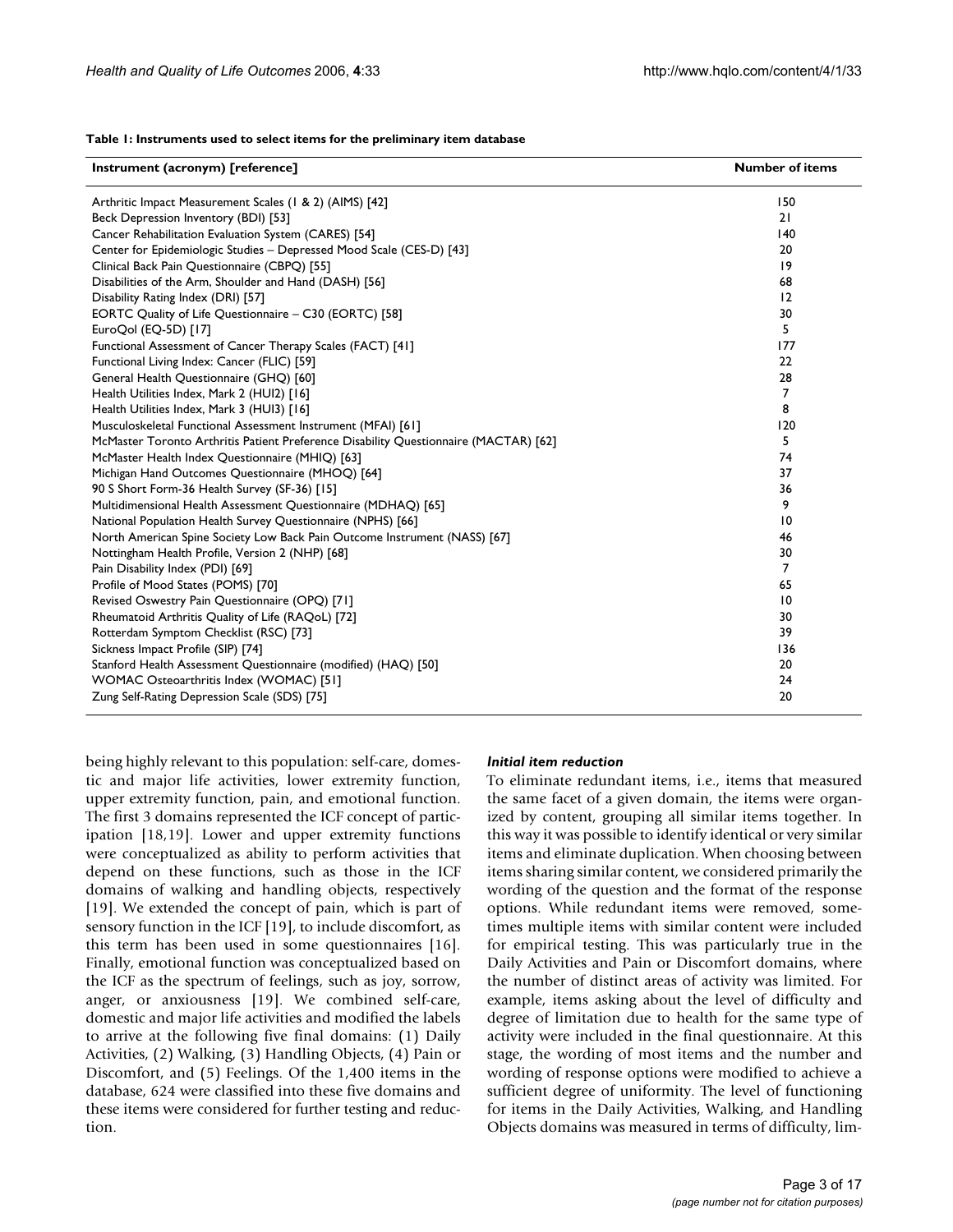**Table 1: Instruments used to select items for the preliminary item database**

| Instrument (acronym) [reference] | Number of items |
| --- | --- |
| Arthritic Impact Measurement Scales (1 & 2) (AIMS) [42] | 150 |
| Beck Depression Inventory (BDI) [53] | 21 |
| Cancer Rehabilitation Evaluation System (CARES) [54] | 140 |
| Center for Epidemiologic Studies – Depressed Mood Scale (CES-D) [43] | 20 |
| Clinical Back Pain Questionnaire (CBPQ) [55] | 19 |
| Disabilities of the Arm, Shoulder and Hand (DASH) [56] | 68 |
| Disability Rating Index (DRI) [57] | 12 |
| EORTC Quality of Life Questionnaire – C30 (EORTC) [58] | 30 |
| EuroQol (EQ-5D) [17] | 5 |
| Functional Assessment of Cancer Therapy Scales (FACT) [41] | 177 |
| Functional Living Index: Cancer (FLIC) [59] | 22 |
| General Health Questionnaire (GHQ) [60] | 28 |
| Health Utilities Index, Mark 2 (HUI2) [16] | 7 |
| Health Utilities Index, Mark 3 (HUI3) [16] | 8 |
| Musculoskeletal Functional Assessment Instrument (MFAI) [61] | 120 |
| McMaster Toronto Arthritis Patient Preference Disability Questionnaire (MACTAR) [62] | 5 |
| McMaster Health Index Questionnaire (MHIQ) [63] | 74 |
| Michigan Hand Outcomes Questionnaire (MHOQ) [64] | 37 |
| 90 S Short Form-36 Health Survey (SF-36) [15] | 36 |
| Multidimensional Health Assessment Questionnaire (MDHAQ) [65] | 9 |
| National Population Health Survey Questionnaire (NPHS) [66] | 10 |
| North American Spine Society Low Back Pain Outcome Instrument (NASS) [67] | 46 |
| Nottingham Health Profile, Version 2 (NHP) [68] | 30 |
| Pain Disability Index (PDI) [69] | 7 |
| Profile of Mood States (POMS) [70] | 65 |
| Revised Oswestry Pain Questionnaire (OPQ) [71] | 10 |
| Rheumatoid Arthritis Quality of Life (RAQoL) [72] | 30 |
| Rotterdam Symptom Checklist (RSC) [73] | 39 |
| Sickness Impact Profile (SIP) [74] | 136 |
| Stanford Health Assessment Questionnaire (modified) (HAQ) [50] | 20 |
| WOMAC Osteoarthritis Index (WOMAC) [51] | 24 |
| Zung Self-Rating Depression Scale (SDS) [75] | 20 |

being highly relevant to this population: self-care, domestic and major life activities, lower extremity function, upper extremity function, pain, and emotional function. The first 3 domains represented the ICF concept of participation [18,19]. Lower and upper extremity functions were conceptualized as ability to perform activities that depend on these functions, such as those in the ICF domains of walking and handling objects, respectively [19]. We extended the concept of pain, which is part of sensory function in the ICF [19], to include discomfort, as this term has been used in some questionnaires [16]. Finally, emotional function was conceptualized based on the ICF as the spectrum of feelings, such as joy, sorrow, anger, or anxiousness [19]. We combined self-care, domestic and major life activities and modified the labels to arrive at the following five final domains: (1) Daily Activities, (2) Walking, (3) Handling Objects, (4) Pain or Discomfort, and (5) Feelings. Of the 1,400 items in the database, 624 were classified into these five domains and these items were considered for further testing and reduction.

#### *Initial item reduction*

To eliminate redundant items, i.e., items that measured the same facet of a given domain, the items were organized by content, grouping all similar items together. In this way it was possible to identify identical or very similar items and eliminate duplication. When choosing between items sharing similar content, we considered primarily the wording of the question and the format of the response options. While redundant items were removed, sometimes multiple items with similar content were included for empirical testing. This was particularly true in the Daily Activities and Pain or Discomfort domains, where the number of distinct areas of activity was limited. For example, items asking about the level of difficulty and degree of limitation due to health for the same type of activity were included in the final questionnaire. At this stage, the wording of most items and the number and wording of response options were modified to achieve a sufficient degree of uniformity. The level of functioning for items in the Daily Activities, Walking, and Handling Objects domains was measured in terms of difficulty, lim-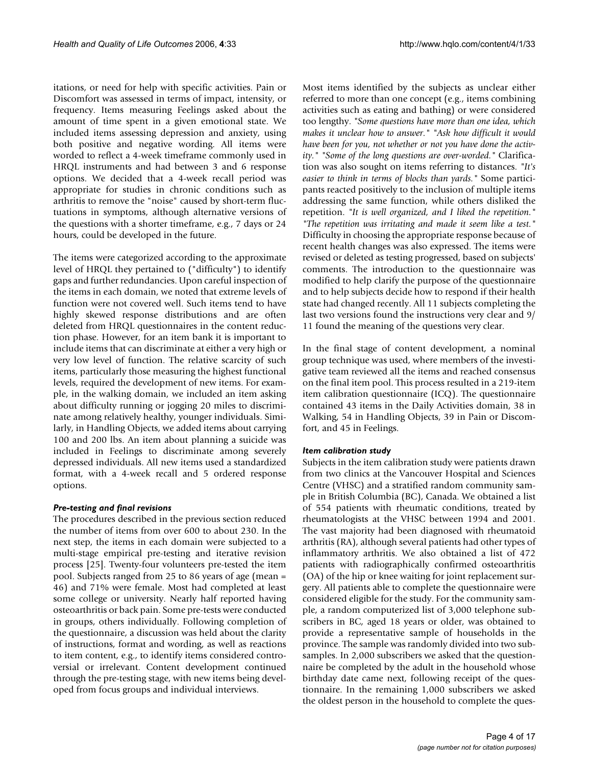itations, or need for help with specific activities. Pain or Discomfort was assessed in terms of impact, intensity, or frequency. Items measuring Feelings asked about the amount of time spent in a given emotional state. We included items assessing depression and anxiety, using both positive and negative wording. All items were worded to reflect a 4-week timeframe commonly used in HRQL instruments and had between 3 and 6 response options. We decided that a 4-week recall period was appropriate for studies in chronic conditions such as arthritis to remove the "noise" caused by short-term fluctuations in symptoms, although alternative versions of the questions with a shorter timeframe, e.g., 7 days or 24 hours, could be developed in the future.

The items were categorized according to the approximate level of HRQL they pertained to ("difficulty") to identify gaps and further redundancies. Upon careful inspection of the items in each domain, we noted that extreme levels of function were not covered well. Such items tend to have highly skewed response distributions and are often deleted from HRQL questionnaires in the content reduction phase. However, for an item bank it is important to include items that can discriminate at either a very high or very low level of function. The relative scarcity of such items, particularly those measuring the highest functional levels, required the development of new items. For example, in the walking domain, we included an item asking about difficulty running or jogging 20 miles to discriminate among relatively healthy, younger individuals. Similarly, in Handling Objects, we added items about carrying 100 and 200 lbs. An item about planning a suicide was included in Feelings to discriminate among severely depressed individuals. All new items used a standardized format, with a 4-week recall and 5 ordered response options.

### *Pre-testing and final revisions*

The procedures described in the previous section reduced the number of items from over 600 to about 230. In the next step, the items in each domain were subjected to a multi-stage empirical pre-testing and iterative revision process [25]. Twenty-four volunteers pre-tested the item pool. Subjects ranged from 25 to 86 years of age (mean = 46) and 71% were female. Most had completed at least some college or university. Nearly half reported having osteoarthritis or back pain. Some pre-tests were conducted in groups, others individually. Following completion of the questionnaire, a discussion was held about the clarity of instructions, format and wording, as well as reactions to item content, e.g., to identify items considered controversial or irrelevant. Content development continued through the pre-testing stage, with new items being developed from focus groups and individual interviews.

Most items identified by the subjects as unclear either referred to more than one concept (e.g., items combining activities such as eating and bathing) or were considered too lengthy. *"Some questions have more than one idea, which makes it unclear how to answer." "Ask how difficult it would have been for you, not whether or not you have done the activity." "Some of the long questions are over-worded."* Clarification was also sought on items referring to distances. *"It's easier to think in terms of blocks than yards."* Some participants reacted positively to the inclusion of multiple items addressing the same function, while others disliked the repetition. *"It is well organized, and I liked the repetition." "The repetition was irritating and made it seem like a test."* Difficulty in choosing the appropriate response because of recent health changes was also expressed. The items were revised or deleted as testing progressed, based on subjects' comments. The introduction to the questionnaire was modified to help clarify the purpose of the questionnaire and to help subjects decide how to respond if their health state had changed recently. All 11 subjects completing the last two versions found the instructions very clear and 9/11 found the meaning of the questions very clear.

In the final stage of content development, a nominal group technique was used, where members of the investigative team reviewed all the items and reached consensus on the final item pool. This process resulted in a 219-item item calibration questionnaire (ICQ). The questionnaire contained 43 items in the Daily Activities domain, 38 in Walking, 54 in Handling Objects, 39 in Pain or Discomfort, and 45 in Feelings.

### *Item calibration study*

Subjects in the item calibration study were patients drawn from two clinics at the Vancouver Hospital and Sciences Centre (VHSC) and a stratified random community sample in British Columbia (BC), Canada. We obtained a list of 554 patients with rheumatic conditions, treated by rheumatologists at the VHSC between 1994 and 2001. The vast majority had been diagnosed with rheumatoid arthritis (RA), although several patients had other types of inflammatory arthritis. We also obtained a list of 472 patients with radiographically confirmed osteoarthritis (OA) of the hip or knee waiting for joint replacement surgery. All patients able to complete the questionnaire were considered eligible for the study. For the community sample, a random computerized list of 3,000 telephone subscribers in BC, aged 18 years or older, was obtained to provide a representative sample of households in the province. The sample was randomly divided into two subsamples. In 2,000 subscribers we asked that the questionnaire be completed by the adult in the household whose birthday date came next, following receipt of the questionnaire. In the remaining 1,000 subscribers we asked the oldest person in the household to complete the ques-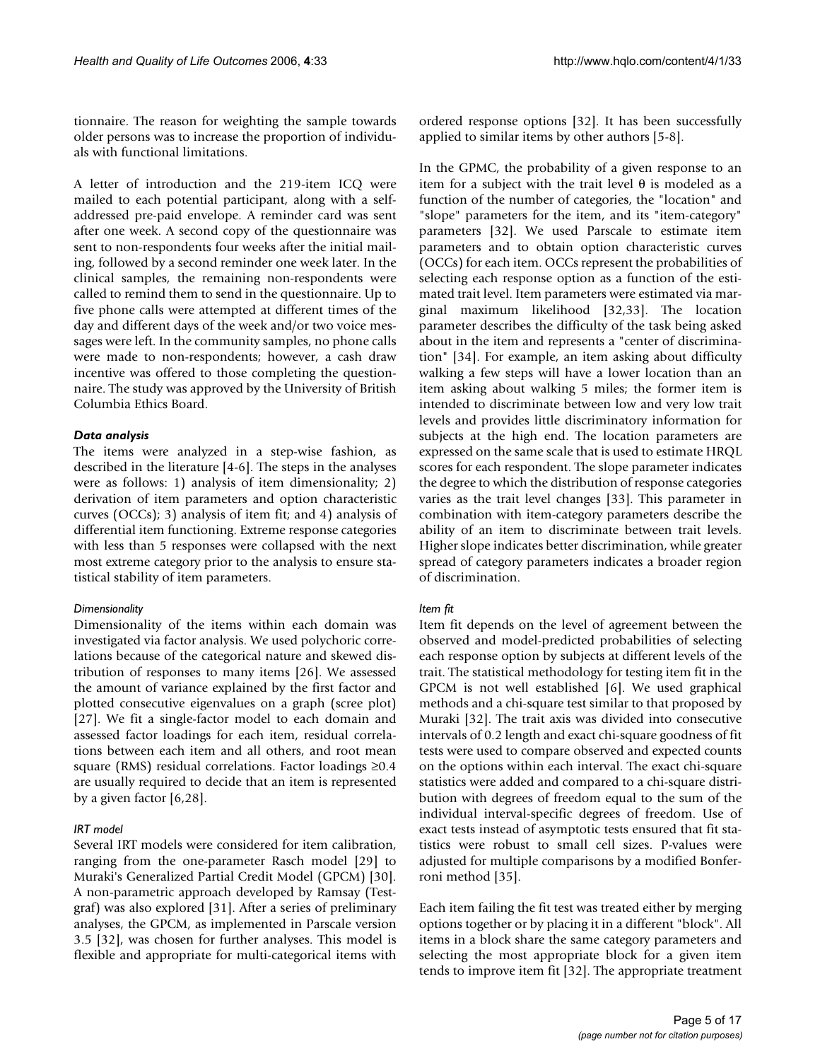tionnaire. The reason for weighting the sample towards older persons was to increase the proportion of individuals with functional limitations.

A letter of introduction and the 219-item ICQ were mailed to each potential participant, along with a self-addressed pre-paid envelope. A reminder card was sent after one week. A second copy of the questionnaire was sent to non-respondents four weeks after the initial mailing, followed by a second reminder one week later. In the clinical samples, the remaining non-respondents were called to remind them to send in the questionnaire. Up to five phone calls were attempted at different times of the day and different days of the week and/or two voice messages were left. In the community samples, no phone calls were made to non-respondents; however, a cash draw incentive was offered to those completing the questionnaire. The study was approved by the University of British Columbia Ethics Board.

### *Data analysis*

The items were analyzed in a step-wise fashion, as described in the literature [4-6]. The steps in the analyses were as follows: 1) analysis of item dimensionality; 2) derivation of item parameters and option characteristic curves (OCCs); 3) analysis of item fit; and 4) analysis of differential item functioning. Extreme response categories with less than 5 responses were collapsed with the next most extreme category prior to the analysis to ensure statistical stability of item parameters.

#### *Dimensionality*

Dimensionality of the items within each domain was investigated via factor analysis. We used polychoric correlations because of the categorical nature and skewed distribution of responses to many items [26]. We assessed the amount of variance explained by the first factor and plotted consecutive eigenvalues on a graph (scree plot) [27]. We fit a single-factor model to each domain and assessed factor loadings for each item, residual correlations between each item and all others, and root mean square (RMS) residual correlations. Factor loadings ≥0.4 are usually required to decide that an item is represented by a given factor [6,28].

#### *IRT model*

Several IRT models were considered for item calibration, ranging from the one-parameter Rasch model [29] to Muraki's Generalized Partial Credit Model (GPCM) [30]. A non-parametric approach developed by Ramsay (Testgraf) was also explored [31]. After a series of preliminary analyses, the GPCM, as implemented in Parscale version 3.5 [32], was chosen for further analyses. This model is flexible and appropriate for multi-categorical items with ordered response options [32]. It has been successfully applied to similar items by other authors [5-8].

In the GPMC, the probability of a given response to an item for a subject with the trait level $\theta$ is modeled as a function of the number of categories, the "location" and "slope" parameters for the item, and its "item-category" parameters [32]. We used Parscale to estimate item parameters and to obtain option characteristic curves (OCCs) for each item. OCCs represent the probabilities of selecting each response option as a function of the estimated trait level. Item parameters were estimated via marginal maximum likelihood [32,33]. The location parameter describes the difficulty of the task being asked about in the item and represents a "center of discrimination" [34]. For example, an item asking about difficulty walking a few steps will have a lower location than an item asking about walking 5 miles; the former item is intended to discriminate between low and very low trait levels and provides little discriminatory information for subjects at the high end. The location parameters are expressed on the same scale that is used to estimate HRQL scores for each respondent. The slope parameter indicates the degree to which the distribution of response categories varies as the trait level changes [33]. This parameter in combination with item-category parameters describe the ability of an item to discriminate between trait levels. Higher slope indicates better discrimination, while greater spread of category parameters indicates a broader region of discrimination.

#### *Item fit*

Item fit depends on the level of agreement between the observed and model-predicted probabilities of selecting each response option by subjects at different levels of the trait. The statistical methodology for testing item fit in the GPCM is not well established [6]. We used graphical methods and a chi-square test similar to that proposed by Muraki [32]. The trait axis was divided into consecutive intervals of 0.2 length and exact chi-square goodness of fit tests were used to compare observed and expected counts on the options within each interval. The exact chi-square statistics were added and compared to a chi-square distribution with degrees of freedom equal to the sum of the individual interval-specific degrees of freedom. Use of exact tests instead of asymptotic tests ensured that fit statistics were robust to small cell sizes. P-values were adjusted for multiple comparisons by a modified Bonferroni method [35].

Each item failing the fit test was treated either by merging options together or by placing it in a different "block". All items in a block share the same category parameters and selecting the most appropriate block for a given item tends to improve item fit [32]. The appropriate treatment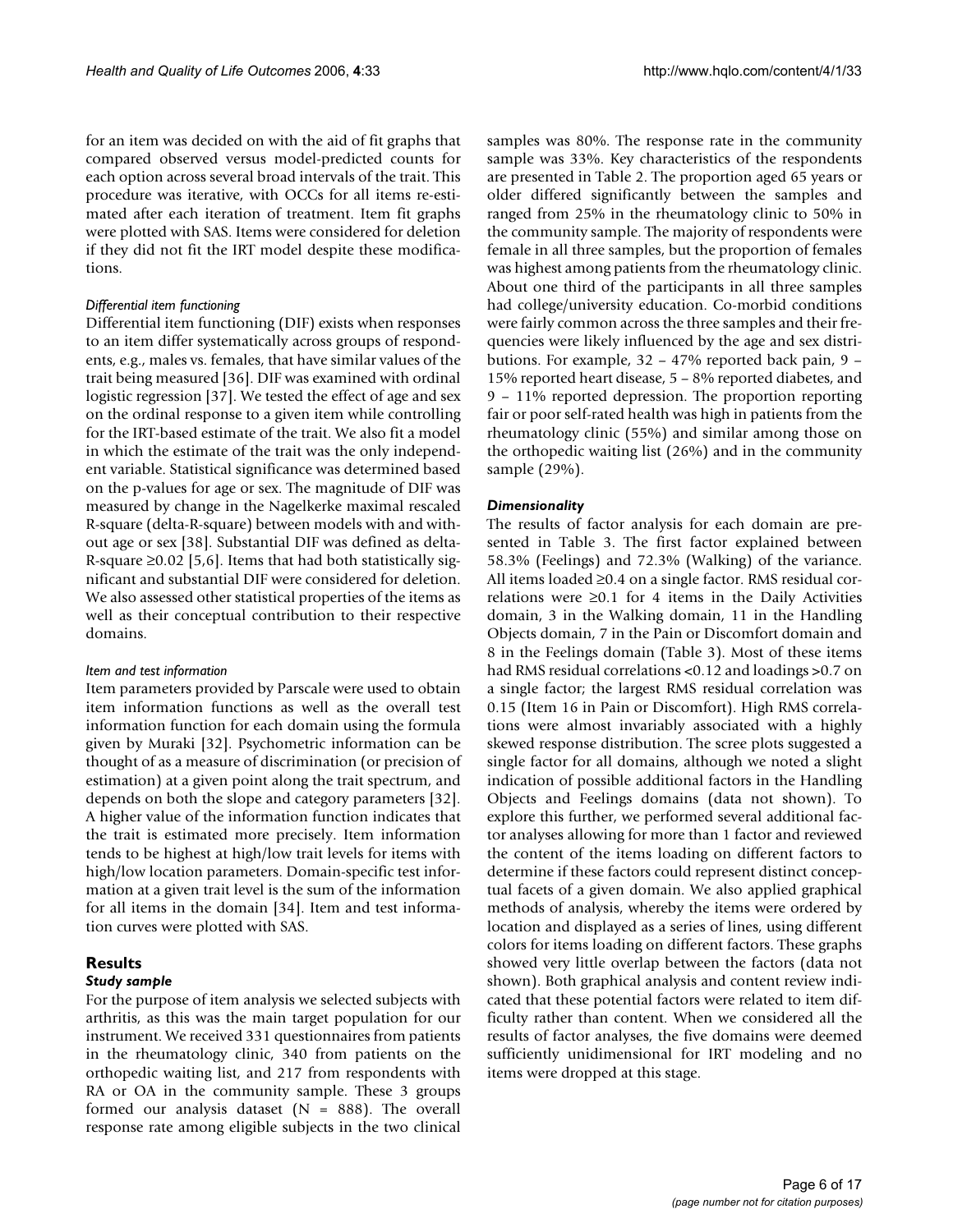for an item was decided on with the aid of fit graphs that compared observed versus model-predicted counts for each option across several broad intervals of the trait. This procedure was iterative, with OCCs for all items re-estimated after each iteration of treatment. Item fit graphs were plotted with SAS. Items were considered for deletion if they did not fit the IRT model despite these modifications.

#### *Differential item functioning*

Differential item functioning (DIF) exists when responses to an item differ systematically across groups of respondents, e.g., males vs. females, that have similar values of the trait being measured [36]. DIF was examined with ordinal logistic regression [37]. We tested the effect of age and sex on the ordinal response to a given item while controlling for the IRT-based estimate of the trait. We also fit a model in which the estimate of the trait was the only independent variable. Statistical significance was determined based on the p-values for age or sex. The magnitude of DIF was measured by change in the Nagelkerke maximal rescaled R-square (delta-R-square) between models with and without age or sex [38]. Substantial DIF was defined as delta-R-square ≥0.02 [5,6]. Items that had both statistically significant and substantial DIF were considered for deletion. We also assessed other statistical properties of the items as well as their conceptual contribution to their respective domains.

#### *Item and test information*

Item parameters provided by Parscale were used to obtain item information functions as well as the overall test information function for each domain using the formula given by Muraki [32]. Psychometric information can be thought of as a measure of discrimination (or precision of estimation) at a given point along the trait spectrum, and depends on both the slope and category parameters [32]. A higher value of the information function indicates that the trait is estimated more precisely. Item information tends to be highest at high/low trait levels for items with high/low location parameters. Domain-specific test information at a given trait level is the sum of the information for all items in the domain [34]. Item and test information curves were plotted with SAS.

## Results

### *Study sample*

For the purpose of item analysis we selected subjects with arthritis, as this was the main target population for our instrument. We received 331 questionnaires from patients in the rheumatology clinic, 340 from patients on the orthopedic waiting list, and 217 from respondents with RA or OA in the community sample. These 3 groups formed our analysis dataset (N = 888). The overall response rate among eligible subjects in the two clinical samples was 80%. The response rate in the community sample was 33%. Key characteristics of the respondents are presented in Table 2. The proportion aged 65 years or older differed significantly between the samples and ranged from 25% in the rheumatology clinic to 50% in the community sample. The majority of respondents were female in all three samples, but the proportion of females was highest among patients from the rheumatology clinic. About one third of the participants in all three samples had college/university education. Co-morbid conditions were fairly common across the three samples and their frequencies were likely influenced by the age and sex distributions. For example, 32 – 47% reported back pain, 9 – 15% reported heart disease, 5 – 8% reported diabetes, and 9 – 11% reported depression. The proportion reporting fair or poor self-rated health was high in patients from the rheumatology clinic (55%) and similar among those on the orthopedic waiting list (26%) and in the community sample (29%).

### *Dimensionality*

The results of factor analysis for each domain are presented in Table 3. The first factor explained between 58.3% (Feelings) and 72.3% (Walking) of the variance. All items loaded ≥0.4 on a single factor. RMS residual correlations were ≥0.1 for 4 items in the Daily Activities domain, 3 in the Walking domain, 11 in the Handling Objects domain, 7 in the Pain or Discomfort domain and 8 in the Feelings domain (Table 3). Most of these items had RMS residual correlations <0.12 and loadings >0.7 on a single factor; the largest RMS residual correlation was 0.15 (Item 16 in Pain or Discomfort). High RMS correlations were almost invariably associated with a highly skewed response distribution. The scree plots suggested a single factor for all domains, although we noted a slight indication of possible additional factors in the Handling Objects and Feelings domains (data not shown). To explore this further, we performed several additional factor analyses allowing for more than 1 factor and reviewed the content of the items loading on different factors to determine if these factors could represent distinct conceptual facets of a given domain. We also applied graphical methods of analysis, whereby the items were ordered by location and displayed as a series of lines, using different colors for items loading on different factors. These graphs showed very little overlap between the factors (data not shown). Both graphical analysis and content review indicated that these potential factors were related to item difficulty rather than content. When we considered all the results of factor analyses, the five domains were deemed sufficiently unidimensional for IRT modeling and no items were dropped at this stage.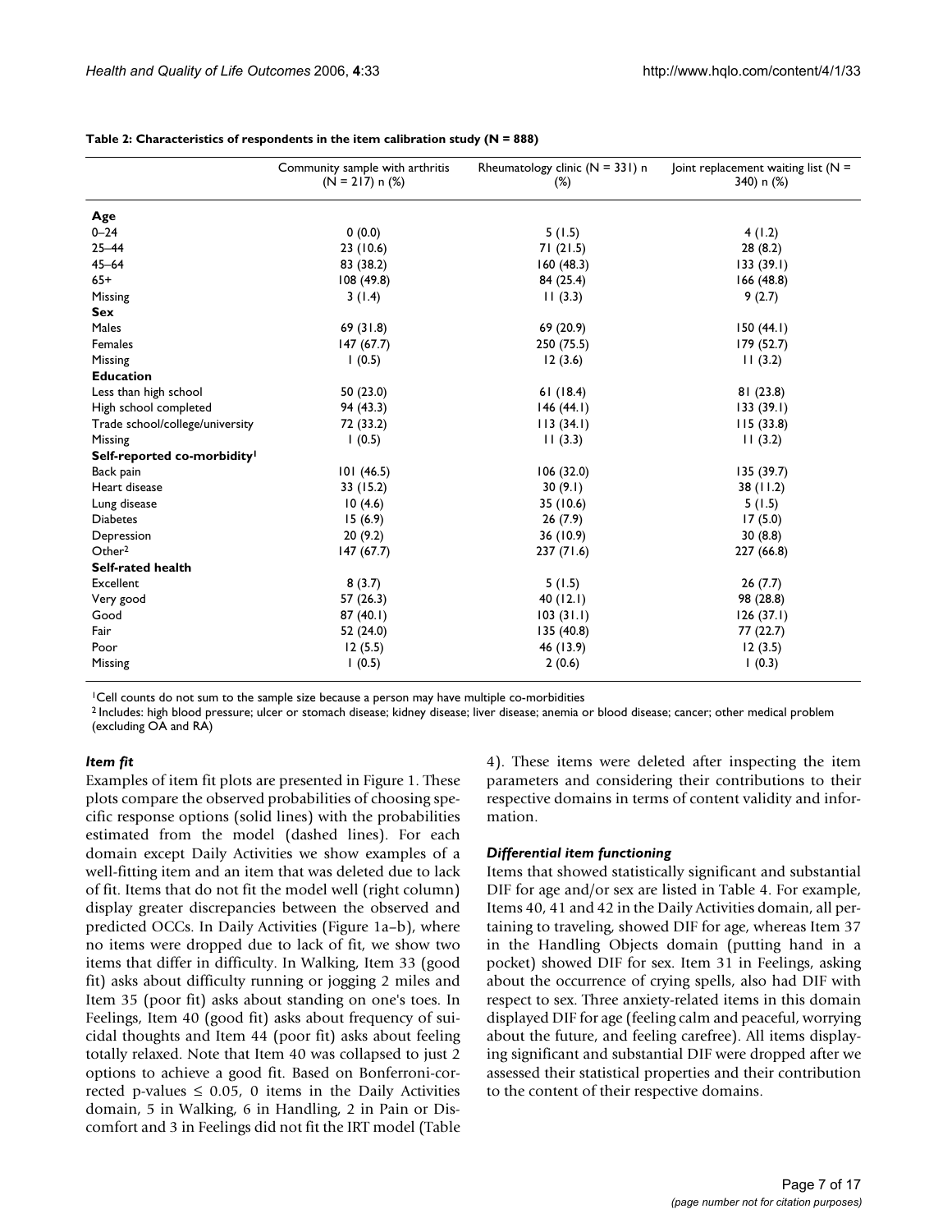**Table 2: Characteristics of respondents in the item calibration study (N = 888)**

| | Community sample with arthritis (N = 217) n (%) | Rheumatology clinic (N = 331) n (%) | Joint replacement waiting list (N = 340) n (%) |
|---|---|---|---|
| **Age** | | | |
| 0–24 | 0 (0.0) | 5 (1.5) | 4 (1.2) |
| 25–44 | 23 (10.6) | 71 (21.5) | 28 (8.2) |
| 45–64 | 83 (38.2) | 160 (48.3) | 133 (39.1) |
| 65+ | 108 (49.8) | 84 (25.4) | 166 (48.8) |
| Missing | 3 (1.4) | 11 (3.3) | 9 (2.7) |
| **Sex** | | | |
| Males | 69 (31.8) | 69 (20.9) | 150 (44.1) |
| Females | 147 (67.7) | 250 (75.5) | 179 (52.7) |
| Missing | 1 (0.5) | 12 (3.6) | 11 (3.2) |
| **Education** | | | |
| Less than high school | 50 (23.0) | 61 (18.4) | 81 (23.8) |
| High school completed | 94 (43.3) | 146 (44.1) | 133 (39.1) |
| Trade school/college/university | 72 (33.2) | 113 (34.1) | 115 (33.8) |
| Missing | 1 (0.5) | 11 (3.3) | 11 (3.2) |
| **Self-reported co-morbidity[1]** | | | |
| Back pain | 101 (46.5) | 106 (32.0) | 135 (39.7) |
| Heart disease | 33 (15.2) | 30 (9.1) | 38 (11.2) |
| Lung disease | 10 (4.6) | 35 (10.6) | 5 (1.5) |
| Diabetes | 15 (6.9) | 26 (7.9) | 17 (5.0) |
| Depression | 20 (9.2) | 36 (10.9) | 30 (8.8) |
| Other[2] | 147 (67.7) | 237 (71.6) | 227 (66.8) |
| **Self-rated health** | | | |
| Excellent | 8 (3.7) | 5 (1.5) | 26 (7.7) |
| Very good | 57 (26.3) | 40 (12.1) | 98 (28.8) |
| Good | 87 (40.1) | 103 (31.1) | 126 (37.1) |
| Fair | 52 (24.0) | 135 (40.8) | 77 (22.7) |
| Poor | 12 (5.5) | 46 (13.9) | 12 (3.5) |
| Missing | 1 (0.5) | 2 (0.6) | 1 (0.3) |

[1]Cell counts do not sum to the sample size because a person may have multiple co-morbidities
[2] Includes: high blood pressure; ulcer or stomach disease; kidney disease; liver disease; anemia or blood disease; cancer; other medical problem (excluding OA and RA)

### *Item fit*

Examples of item fit plots are presented in Figure 1. These plots compare the observed probabilities of choosing specific response options (solid lines) with the probabilities estimated from the model (dashed lines). For each domain except Daily Activities we show examples of a well-fitting item and an item that was deleted due to lack of fit. Items that do not fit the model well (right column) display greater discrepancies between the observed and predicted OCCs. In Daily Activities (Figure 1a–b), where no items were dropped due to lack of fit, we show two items that differ in difficulty. In Walking, Item 33 (good fit) asks about difficulty running or jogging 2 miles and Item 35 (poor fit) asks about standing on one's toes. In Feelings, Item 40 (good fit) asks about frequency of suicidal thoughts and Item 44 (poor fit) asks about feeling totally relaxed. Note that Item 40 was collapsed to just 2 options to achieve a good fit. Based on Bonferroni-corrected p-values $\leq 0.05$, 0 items in the Daily Activities domain, 5 in Walking, 6 in Handling, 2 in Pain or Discomfort and 3 in Feelings did not fit the IRT model (Table 4). These items were deleted after inspecting the item parameters and considering their contributions to their respective domains in terms of content validity and information.

### *Differential item functioning*

Items that showed statistically significant and substantial DIF for age and/or sex are listed in Table 4. For example, Items 40, 41 and 42 in the Daily Activities domain, all pertaining to traveling, showed DIF for age, whereas Item 37 in the Handling Objects domain (putting hand in a pocket) showed DIF for sex. Item 31 in Feelings, asking about the occurrence of crying spells, also had DIF with respect to sex. Three anxiety-related items in this domain displayed DIF for age (feeling calm and peaceful, worrying about the future, and feeling carefree). All items displaying significant and substantial DIF were dropped after we assessed their statistical properties and their contribution to the content of their respective domains.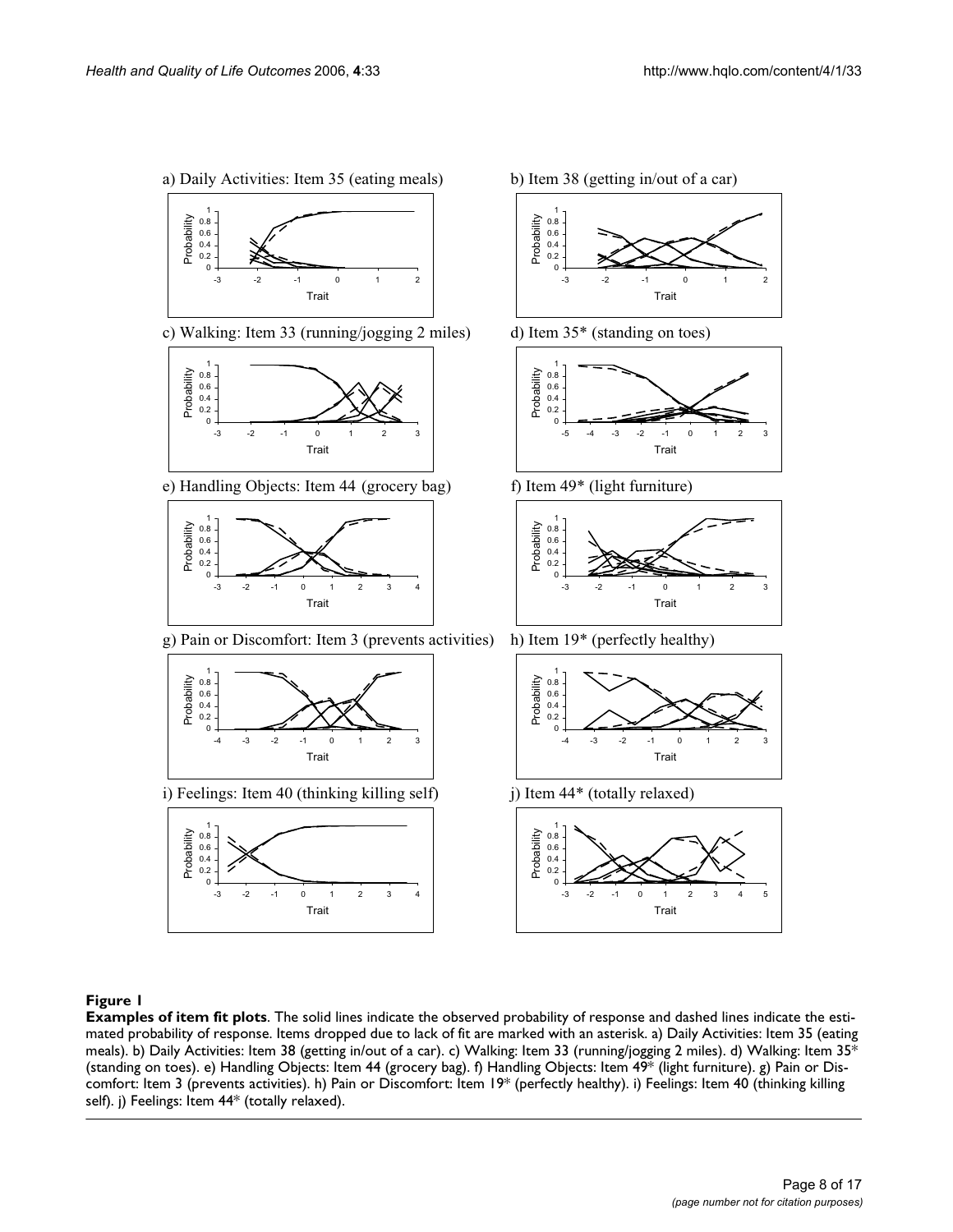a) Daily Activities: Item 35 (eating meals)

b) Item 38 (getting in/out of a car)

c) Walking: Item 33 (running/jogging 2 miles)

d) Item 35* (standing on toes)

e) Handling Objects: Item 44 (grocery bag)

f) Item 49* (light furniture)

g) Pain or Discomfort: Item 3 (prevents activities)

h) Item 19* (perfectly healthy)

i) Feelings: Item 40 (thinking killing self)

j) Item 44* (totally relaxed)

**Figure 1**

**Examples of item fit plots**. The solid lines indicate the observed probability of response and dashed lines indicate the estimated probability of response. Items dropped due to lack of fit are marked with an asterisk. a) Daily Activities: Item 35 (eating meals). b) Daily Activities: Item 38 (getting in/out of a car). c) Walking: Item 33 (running/jogging 2 miles). d) Walking: Item 35* (standing on toes). e) Handling Objects: Item 44 (grocery bag). f) Handling Objects: Item 49* (light furniture). g) Pain or Discomfort: Item 3 (prevents activities). h) Pain or Discomfort: Item 19* (perfectly healthy). i) Feelings: Item 40 (thinking killing self). j) Feelings: Item 44* (totally relaxed).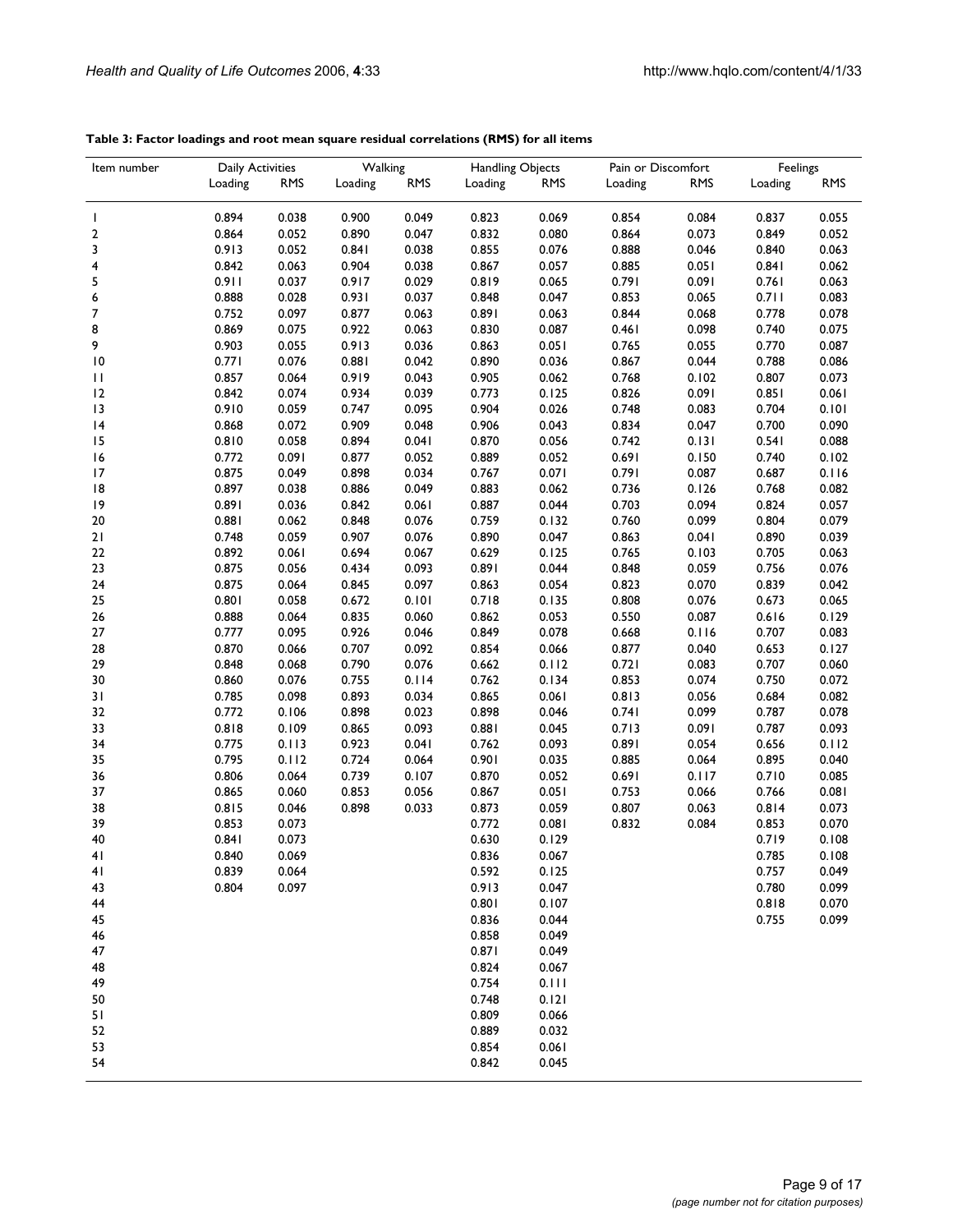**Table 3: Factor loadings and root mean square residual correlations (RMS) for all items**

| Item number | Daily Activities | | Walking | | Handling Objects | | Pain or Discomfort | | Feelings | |
|---|---|---|---|---|---|---|---|---|---|---|
| | Loading | RMS | Loading | RMS | Loading | RMS | Loading | RMS | Loading | RMS |
| 1 | 0.894 | 0.038 | 0.900 | 0.049 | 0.823 | 0.069 | 0.854 | 0.084 | 0.837 | 0.055 |
| 2 | 0.864 | 0.052 | 0.890 | 0.047 | 0.832 | 0.080 | 0.864 | 0.073 | 0.849 | 0.052 |
| 3 | 0.913 | 0.052 | 0.841 | 0.038 | 0.855 | 0.076 | 0.888 | 0.046 | 0.840 | 0.063 |
| 4 | 0.842 | 0.063 | 0.904 | 0.038 | 0.867 | 0.057 | 0.885 | 0.051 | 0.841 | 0.062 |
| 5 | 0.911 | 0.037 | 0.917 | 0.029 | 0.819 | 0.065 | 0.791 | 0.091 | 0.761 | 0.063 |
| 6 | 0.888 | 0.028 | 0.931 | 0.037 | 0.848 | 0.047 | 0.853 | 0.065 | 0.711 | 0.083 |
| 7 | 0.752 | 0.097 | 0.877 | 0.063 | 0.891 | 0.063 | 0.844 | 0.068 | 0.778 | 0.078 |
| 8 | 0.869 | 0.075 | 0.922 | 0.063 | 0.830 | 0.087 | 0.461 | 0.098 | 0.740 | 0.075 |
| 9 | 0.903 | 0.055 | 0.913 | 0.036 | 0.863 | 0.051 | 0.765 | 0.055 | 0.770 | 0.087 |
| 10 | 0.771 | 0.076 | 0.881 | 0.042 | 0.890 | 0.036 | 0.867 | 0.044 | 0.788 | 0.086 |
| 11 | 0.857 | 0.064 | 0.919 | 0.043 | 0.905 | 0.062 | 0.768 | 0.102 | 0.807 | 0.073 |
| 12 | 0.842 | 0.074 | 0.934 | 0.039 | 0.773 | 0.125 | 0.826 | 0.091 | 0.851 | 0.061 |
| 13 | 0.910 | 0.059 | 0.747 | 0.095 | 0.904 | 0.026 | 0.748 | 0.083 | 0.704 | 0.101 |
| 14 | 0.868 | 0.072 | 0.909 | 0.048 | 0.906 | 0.043 | 0.834 | 0.047 | 0.700 | 0.090 |
| 15 | 0.810 | 0.058 | 0.894 | 0.041 | 0.870 | 0.056 | 0.742 | 0.131 | 0.541 | 0.088 |
| 16 | 0.772 | 0.091 | 0.877 | 0.052 | 0.889 | 0.052 | 0.691 | 0.150 | 0.740 | 0.102 |
| 17 | 0.875 | 0.049 | 0.898 | 0.034 | 0.767 | 0.071 | 0.791 | 0.087 | 0.687 | 0.116 |
| 18 | 0.897 | 0.038 | 0.886 | 0.049 | 0.883 | 0.062 | 0.736 | 0.126 | 0.768 | 0.082 |
| 19 | 0.891 | 0.036 | 0.842 | 0.061 | 0.887 | 0.044 | 0.703 | 0.094 | 0.824 | 0.057 |
| 20 | 0.881 | 0.062 | 0.848 | 0.076 | 0.759 | 0.132 | 0.760 | 0.099 | 0.804 | 0.079 |
| 21 | 0.748 | 0.059 | 0.907 | 0.076 | 0.890 | 0.047 | 0.863 | 0.041 | 0.890 | 0.039 |
| 22 | 0.892 | 0.061 | 0.694 | 0.067 | 0.629 | 0.125 | 0.765 | 0.103 | 0.705 | 0.063 |
| 23 | 0.875 | 0.056 | 0.434 | 0.093 | 0.891 | 0.044 | 0.848 | 0.059 | 0.756 | 0.076 |
| 24 | 0.875 | 0.064 | 0.845 | 0.097 | 0.863 | 0.054 | 0.823 | 0.070 | 0.839 | 0.042 |
| 25 | 0.801 | 0.058 | 0.672 | 0.101 | 0.718 | 0.135 | 0.808 | 0.076 | 0.673 | 0.065 |
| 26 | 0.888 | 0.064 | 0.835 | 0.060 | 0.862 | 0.053 | 0.550 | 0.087 | 0.616 | 0.129 |
| 27 | 0.777 | 0.095 | 0.926 | 0.046 | 0.849 | 0.078 | 0.668 | 0.116 | 0.707 | 0.083 |
| 28 | 0.870 | 0.066 | 0.707 | 0.092 | 0.854 | 0.066 | 0.877 | 0.040 | 0.653 | 0.127 |
| 29 | 0.848 | 0.068 | 0.790 | 0.076 | 0.662 | 0.112 | 0.721 | 0.083 | 0.707 | 0.060 |
| 30 | 0.860 | 0.076 | 0.755 | 0.114 | 0.762 | 0.134 | 0.853 | 0.074 | 0.750 | 0.072 |
| 31 | 0.785 | 0.098 | 0.893 | 0.034 | 0.865 | 0.061 | 0.813 | 0.056 | 0.684 | 0.082 |
| 32 | 0.772 | 0.106 | 0.898 | 0.023 | 0.898 | 0.046 | 0.741 | 0.099 | 0.787 | 0.078 |
| 33 | 0.818 | 0.109 | 0.865 | 0.093 | 0.881 | 0.045 | 0.713 | 0.091 | 0.787 | 0.093 |
| 34 | 0.775 | 0.113 | 0.923 | 0.041 | 0.762 | 0.093 | 0.891 | 0.054 | 0.656 | 0.112 |
| 35 | 0.795 | 0.112 | 0.724 | 0.064 | 0.901 | 0.035 | 0.885 | 0.064 | 0.895 | 0.040 |
| 36 | 0.806 | 0.064 | 0.739 | 0.107 | 0.870 | 0.052 | 0.691 | 0.117 | 0.710 | 0.085 |
| 37 | 0.865 | 0.060 | 0.853 | 0.056 | 0.867 | 0.051 | 0.753 | 0.066 | 0.766 | 0.081 |
| 38 | 0.815 | 0.046 | 0.898 | 0.033 | 0.873 | 0.059 | 0.807 | 0.063 | 0.814 | 0.073 |
| 39 | 0.853 | 0.073 | | | 0.772 | 0.081 | 0.832 | 0.084 | 0.853 | 0.070 |
| 40 | 0.841 | 0.073 | | | 0.630 | 0.129 | | | 0.719 | 0.108 |
| 41 | 0.840 | 0.069 | | | 0.836 | 0.067 | | | 0.785 | 0.108 |
| 41 | 0.839 | 0.064 | | | 0.592 | 0.125 | | | 0.757 | 0.049 |
| 43 | 0.804 | 0.097 | | | 0.913 | 0.047 | | | 0.780 | 0.099 |
| 44 | | | | | 0.801 | 0.107 | | | 0.818 | 0.070 |
| 45 | | | | | 0.836 | 0.044 | | | 0.755 | 0.099 |
| 46 | | | | | 0.858 | 0.049 | | | | |
| 47 | | | | | 0.871 | 0.049 | | | | |
| 48 | | | | | 0.824 | 0.067 | | | | |
| 49 | | | | | 0.754 | 0.111 | | | | |
| 50 | | | | | 0.748 | 0.121 | | | | |
| 51 | | | | | 0.809 | 0.066 | | | | |
| 52 | | | | | 0.889 | 0.032 | | | | |
| 53 | | | | | 0.854 | 0.061 | | | | |
| 54 | | | | | 0.842 | 0.045 | | | | |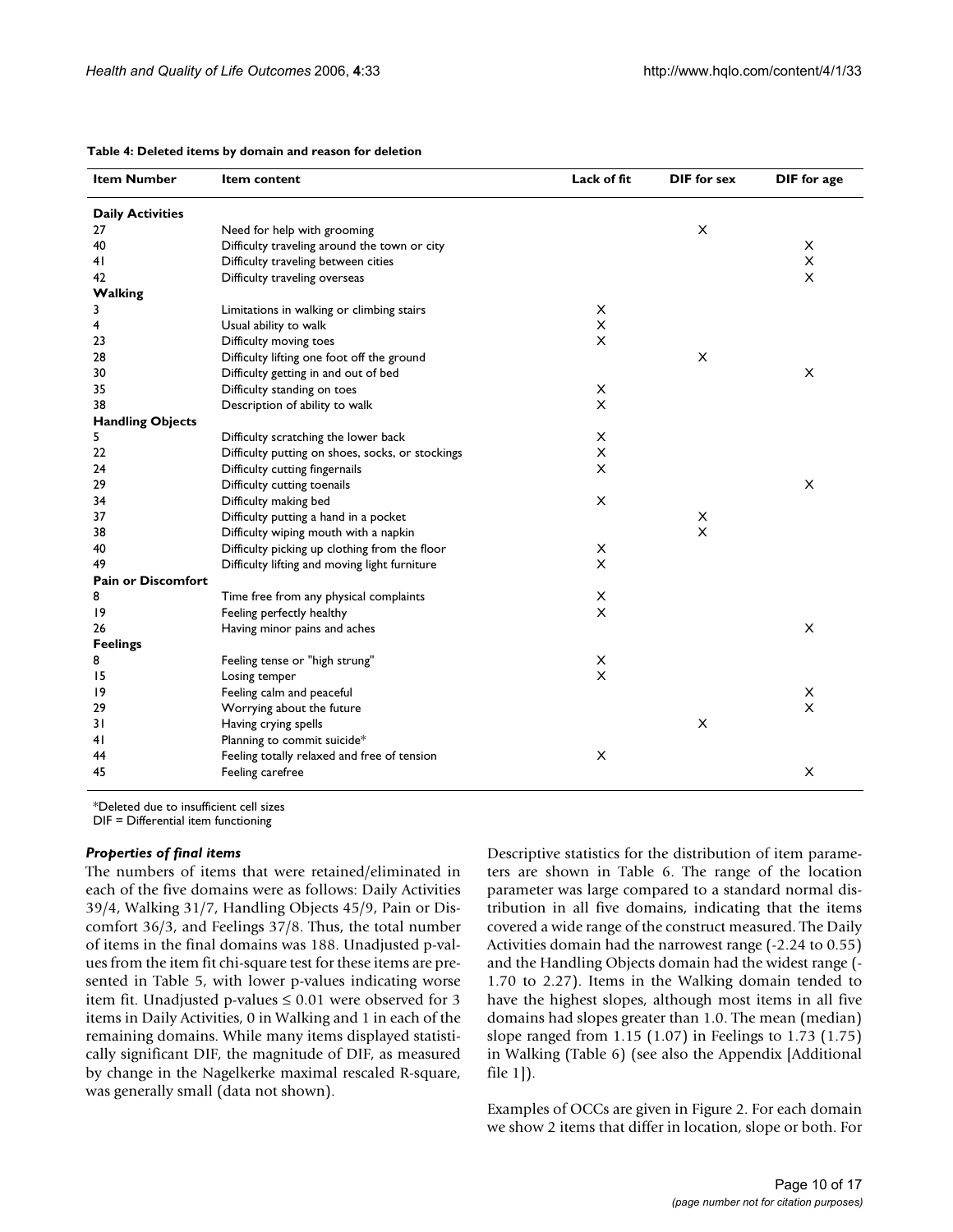**Table 4: Deleted items by domain and reason for deletion**

| Item Number | Item content | Lack of fit | DIF for sex | DIF for age |
|---|---|---|---|---|
| **Daily Activities** | | | | |
| 27 | Need for help with grooming | | X | |
| 40 | Difficulty traveling around the town or city | | | X |
| 41 | Difficulty traveling between cities | | | X |
| 42 | Difficulty traveling overseas | | | X |
| **Walking** | | | | |
| 3 | Limitations in walking or climbing stairs | X | | |
| 4 | Usual ability to walk | X | | |
| 23 | Difficulty moving toes | X | | |
| 28 | Difficulty lifting one foot off the ground | | X | |
| 30 | Difficulty getting in and out of bed | | | X |
| 35 | Difficulty standing on toes | X | | |
| 38 | Description of ability to walk | X | | |
| **Handling Objects** | | | | |
| 5 | Difficulty scratching the lower back | X | | |
| 22 | Difficulty putting on shoes, socks, or stockings | X | | |
| 24 | Difficulty cutting fingernails | X | | |
| 29 | Difficulty cutting toenails | | | X |
| 34 | Difficulty making bed | X | | |
| 37 | Difficulty putting a hand in a pocket | | X | |
| 38 | Difficulty wiping mouth with a napkin | | X | |
| 40 | Difficulty picking up clothing from the floor | X | | |
| 49 | Difficulty lifting and moving light furniture | X | | |
| **Pain or Discomfort** | | | | |
| 8 | Time free from any physical complaints | X | | |
| 19 | Feeling perfectly healthy | X | | |
| 26 | Having minor pains and aches | | | X |
| **Feelings** | | | | |
| 8 | Feeling tense or "high strung" | X | | |
| 15 | Losing temper | X | | |
| 19 | Feeling calm and peaceful | | | X |
| 29 | Worrying about the future | | | X |
| 31 | Having crying spells | | X | |
| 41 | Planning to commit suicide* | | | |
| 44 | Feeling totally relaxed and free of tension | X | | |
| 45 | Feeling carefree | | | X |

*Deleted due to insufficient cell sizes
DIF = Differential item functioning

### *Properties of final items*

The numbers of items that were retained/eliminated in each of the five domains were as follows: Daily Activities 39/4, Walking 31/7, Handling Objects 45/9, Pain or Discomfort 36/3, and Feelings 37/8. Thus, the total number of items in the final domains was 188. Unadjusted p-values from the item fit chi-square test for these items are presented in Table 5, with lower p-values indicating worse item fit. Unadjusted p-values ≤ 0.01 were observed for 3 items in Daily Activities, 0 in Walking and 1 in each of the remaining domains. While many items displayed statistically significant DIF, the magnitude of DIF, as measured by change in the Nagelkerke maximal rescaled R-square, was generally small (data not shown).

Descriptive statistics for the distribution of item parameters are shown in Table 6. The range of the location parameter was large compared to a standard normal distribution in all five domains, indicating that the items covered a wide range of the construct measured. The Daily Activities domain had the narrowest range (-2.24 to 0.55) and the Handling Objects domain had the widest range (-1.70 to 2.27). Items in the Walking domain tended to have the highest slopes, although most items in all five domains had slopes greater than 1.0. The mean (median) slope ranged from 1.15 (1.07) in Feelings to 1.73 (1.75) in Walking (Table 6) (see also the Appendix [Additional file 1]).

Examples of OCCs are given in Figure 2. For each domain we show 2 items that differ in location, slope or both. For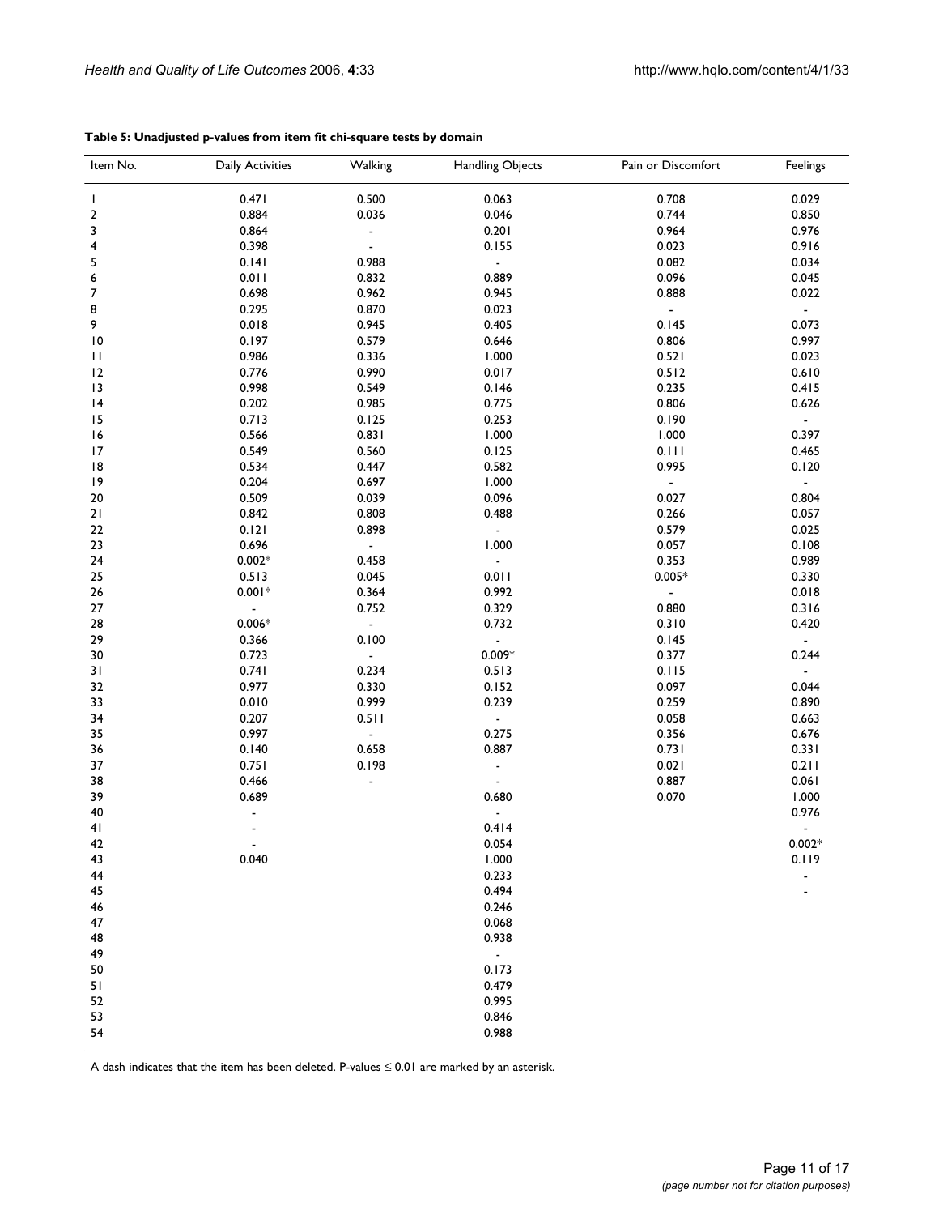**Table 5: Unadjusted p-values from item fit chi-square tests by domain**

| Item No. | Daily Activities | Walking | Handling Objects | Pain or Discomfort | Feelings |
|---|---|---|---|---|---|
| 1 | 0.471 | 0.500 | 0.063 | 0.708 | 0.029 |
| 2 | 0.884 | 0.036 | 0.046 | 0.744 | 0.850 |
| 3 | 0.864 | - | 0.201 | 0.964 | 0.976 |
| 4 | 0.398 | - | 0.155 | 0.023 | 0.916 |
| 5 | 0.141 | 0.988 | - | 0.082 | 0.034 |
| 6 | 0.011 | 0.832 | 0.889 | 0.096 | 0.045 |
| 7 | 0.698 | 0.962 | 0.945 | 0.888 | 0.022 |
| 8 | 0.295 | 0.870 | 0.023 | - | - |
| 9 | 0.018 | 0.945 | 0.405 | 0.145 | 0.073 |
| 10 | 0.197 | 0.579 | 0.646 | 0.806 | 0.997 |
| 11 | 0.986 | 0.336 | 1.000 | 0.521 | 0.023 |
| 12 | 0.776 | 0.990 | 0.017 | 0.512 | 0.610 |
| 13 | 0.998 | 0.549 | 0.146 | 0.235 | 0.415 |
| 14 | 0.202 | 0.985 | 0.775 | 0.806 | 0.626 |
| 15 | 0.713 | 0.125 | 0.253 | 0.190 | - |
| 16 | 0.566 | 0.831 | 1.000 | 1.000 | 0.397 |
| 17 | 0.549 | 0.560 | 0.125 | 0.111 | 0.465 |
| 18 | 0.534 | 0.447 | 0.582 | 0.995 | 0.120 |
| 19 | 0.204 | 0.697 | 1.000 | - | - |
| 20 | 0.509 | 0.039 | 0.096 | 0.027 | 0.804 |
| 21 | 0.842 | 0.808 | 0.488 | 0.266 | 0.057 |
| 22 | 0.121 | 0.898 | - | 0.579 | 0.025 |
| 23 | 0.696 | - | 1.000 | 0.057 | 0.108 |
| 24 | 0.002* | 0.458 | - | 0.353 | 0.989 |
| 25 | 0.513 | 0.045 | 0.011 | 0.005* | 0.330 |
| 26 | 0.001* | 0.364 | 0.992 | - | 0.018 |
| 27 | - | 0.752 | 0.329 | 0.880 | 0.316 |
| 28 | 0.006* | - | 0.732 | 0.310 | 0.420 |
| 29 | 0.366 | 0.100 | - | 0.145 | - |
| 30 | 0.723 | - | 0.009* | 0.377 | 0.244 |
| 31 | 0.741 | 0.234 | 0.513 | 0.115 | - |
| 32 | 0.977 | 0.330 | 0.152 | 0.097 | 0.044 |
| 33 | 0.010 | 0.999 | 0.239 | 0.259 | 0.890 |
| 34 | 0.207 | 0.511 | - | 0.058 | 0.663 |
| 35 | 0.997 | - | 0.275 | 0.356 | 0.676 |
| 36 | 0.140 | 0.658 | 0.887 | 0.731 | 0.331 |
| 37 | 0.751 | 0.198 | - | 0.021 | 0.211 |
| 38 | 0.466 | - | - | 0.887 | 0.061 |
| 39 | 0.689 | | 0.680 | 0.070 | 1.000 |
| 40 | - | | - | | 0.976 |
| 41 | - | | 0.414 | | - |
| 42 | - | | 0.054 | | 0.002* |
| 43 | 0.040 | | 1.000 | | 0.119 |
| 44 | | | 0.233 | | - |
| 45 | | | 0.494 | | - |
| 46 | | | 0.246 | | |
| 47 | | | 0.068 | | |
| 48 | | | 0.938 | | |
| 49 | | | - | | |
| 50 | | | 0.173 | | |
| 51 | | | 0.479 | | |
| 52 | | | 0.995 | | |
| 53 | | | 0.846 | | |
| 54 | | | 0.988 | | |

A dash indicates that the item has been deleted. P-values ≤ 0.01 are marked by an asterisk.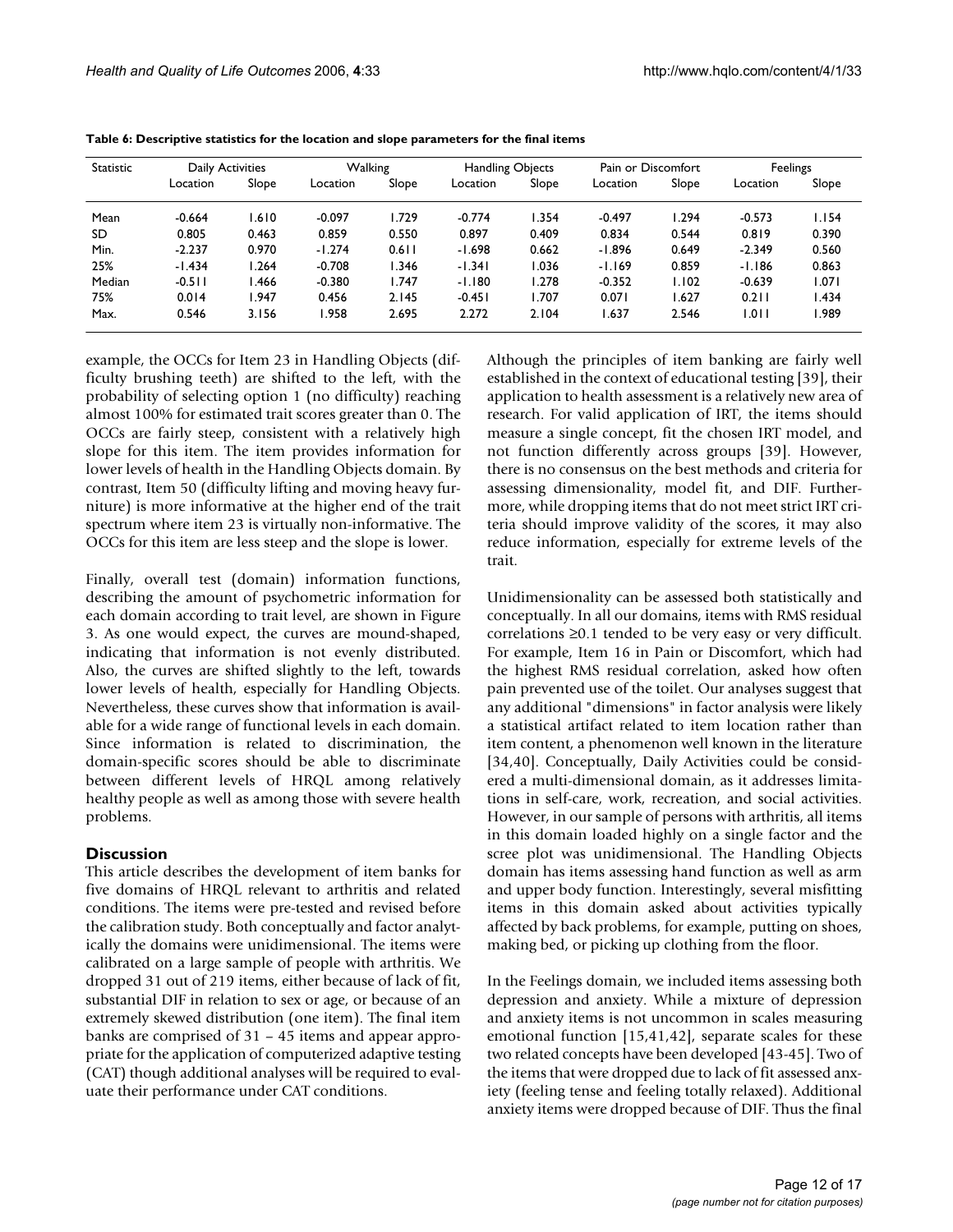**Table 6: Descriptive statistics for the location and slope parameters for the final items**

| Statistic | Daily Activities | | Walking | | Handling Objects | | Pain or Discomfort | | Feelings | |
|---|---|---|---|---|---|---|---|---|---|---|
| | Location | Slope | Location | Slope | Location | Slope | Location | Slope | Location | Slope |
| Mean | -0.664 | 1.610 | -0.097 | 1.729 | -0.774 | 1.354 | -0.497 | 1.294 | -0.573 | 1.154 |
| SD | 0.805 | 0.463 | 0.859 | 0.550 | 0.897 | 0.409 | 0.834 | 0.544 | 0.819 | 0.390 |
| Min. | -2.237 | 0.970 | -1.274 | 0.611 | -1.698 | 0.662 | -1.896 | 0.649 | -2.349 | 0.560 |
| 25% | -1.434 | 1.264 | -0.708 | 1.346 | -1.341 | 1.036 | -1.169 | 0.859 | -1.186 | 0.863 |
| Median | -0.511 | 1.466 | -0.380 | 1.747 | -1.180 | 1.278 | -0.352 | 1.102 | -0.639 | 1.071 |
| 75% | 0.014 | 1.947 | 0.456 | 2.145 | -0.451 | 1.707 | 0.071 | 1.627 | 0.211 | 1.434 |
| Max. | 0.546 | 3.156 | 1.958 | 2.695 | 2.272 | 2.104 | 1.637 | 2.546 | 1.011 | 1.989 |

example, the OCCs for Item 23 in Handling Objects (difficulty brushing teeth) are shifted to the left, with the probability of selecting option 1 (no difficulty) reaching almost 100% for estimated trait scores greater than 0. The OCCs are fairly steep, consistent with a relatively high slope for this item. The item provides information for lower levels of health in the Handling Objects domain. By contrast, Item 50 (difficulty lifting and moving heavy furniture) is more informative at the higher end of the trait spectrum where item 23 is virtually non-informative. The OCCs for this item are less steep and the slope is lower.

Finally, overall test (domain) information functions, describing the amount of psychometric information for each domain according to trait level, are shown in Figure 3. As one would expect, the curves are mound-shaped, indicating that information is not evenly distributed. Also, the curves are shifted slightly to the left, towards lower levels of health, especially for Handling Objects. Nevertheless, these curves show that information is available for a wide range of functional levels in each domain. Since information is related to discrimination, the domain-specific scores should be able to discriminate between different levels of HRQL among relatively healthy people as well as among those with severe health problems.

## Discussion

This article describes the development of item banks for five domains of HRQL relevant to arthritis and related conditions. The items were pre-tested and revised before the calibration study. Both conceptually and factor analytically the domains were unidimensional. The items were calibrated on a large sample of people with arthritis. We dropped 31 out of 219 items, either because of lack of fit, substantial DIF in relation to sex or age, or because of an extremely skewed distribution (one item). The final item banks are comprised of 31 – 45 items and appear appropriate for the application of computerized adaptive testing (CAT) though additional analyses will be required to evaluate their performance under CAT conditions.

Although the principles of item banking are fairly well established in the context of educational testing [39], their application to health assessment is a relatively new area of research. For valid application of IRT, the items should measure a single concept, fit the chosen IRT model, and not function differently across groups [39]. However, there is no consensus on the best methods and criteria for assessing dimensionality, model fit, and DIF. Furthermore, while dropping items that do not meet strict IRT criteria should improve validity of the scores, it may also reduce information, especially for extreme levels of the trait.

Unidimensionality can be assessed both statistically and conceptually. In all our domains, items with RMS residual correlations ≥0.1 tended to be very easy or very difficult. For example, Item 16 in Pain or Discomfort, which had the highest RMS residual correlation, asked how often pain prevented use of the toilet. Our analyses suggest that any additional "dimensions" in factor analysis were likely a statistical artifact related to item location rather than item content, a phenomenon well known in the literature [34,40]. Conceptually, Daily Activities could be considered a multi-dimensional domain, as it addresses limitations in self-care, work, recreation, and social activities. However, in our sample of persons with arthritis, all items in this domain loaded highly on a single factor and the scree plot was unidimensional. The Handling Objects domain has items assessing hand function as well as arm and upper body function. Interestingly, several misfitting items in this domain asked about activities typically affected by back problems, for example, putting on shoes, making bed, or picking up clothing from the floor.

In the Feelings domain, we included items assessing both depression and anxiety. While a mixture of depression and anxiety items is not uncommon in scales measuring emotional function [15,41,42], separate scales for these two related concepts have been developed [43-45]. Two of the items that were dropped due to lack of fit assessed anxiety (feeling tense and feeling totally relaxed). Additional anxiety items were dropped because of DIF. Thus the final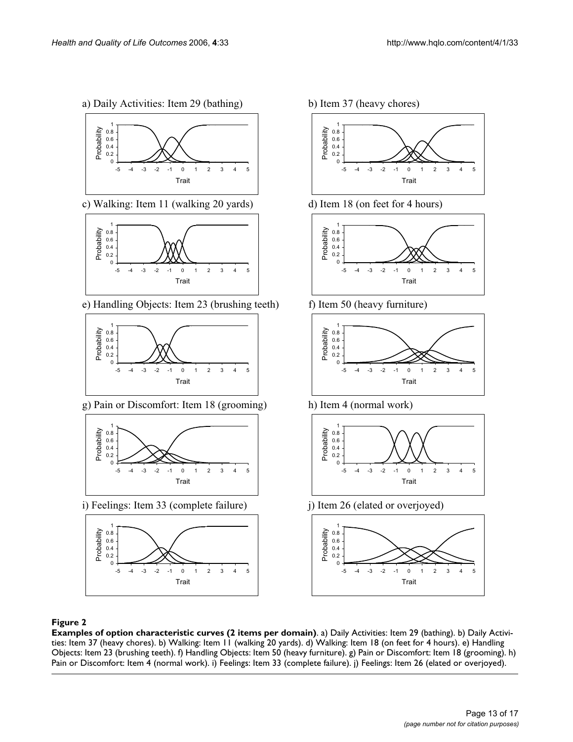a) Daily Activities: Item 29 (bathing)

b) Item 37 (heavy chores)

c) Walking: Item 11 (walking 20 yards)

d) Item 18 (on feet for 4 hours)

e) Handling Objects: Item 23 (brushing teeth)

f) Item 50 (heavy furniture)

g) Pain or Discomfort: Item 18 (grooming)

h) Item 4 (normal work)

i) Feelings: Item 33 (complete failure)

j) Item 26 (elated or overjoyed)

**Figure 2**

**Examples of option characteristic curves (2 items per domain)**. a) Daily Activities: Item 29 (bathing). b) Daily Activities: Item 37 (heavy chores). b) Walking: Item 11 (walking 20 yards). d) Walking: Item 18 (on feet for 4 hours). e) Handling Objects: Item 23 (brushing teeth). f) Handling Objects: Item 50 (heavy furniture). g) Pain or Discomfort: Item 18 (grooming). h) Pain or Discomfort: Item 4 (normal work). i) Feelings: Item 33 (complete failure). j) Feelings: Item 26 (elated or overjoyed).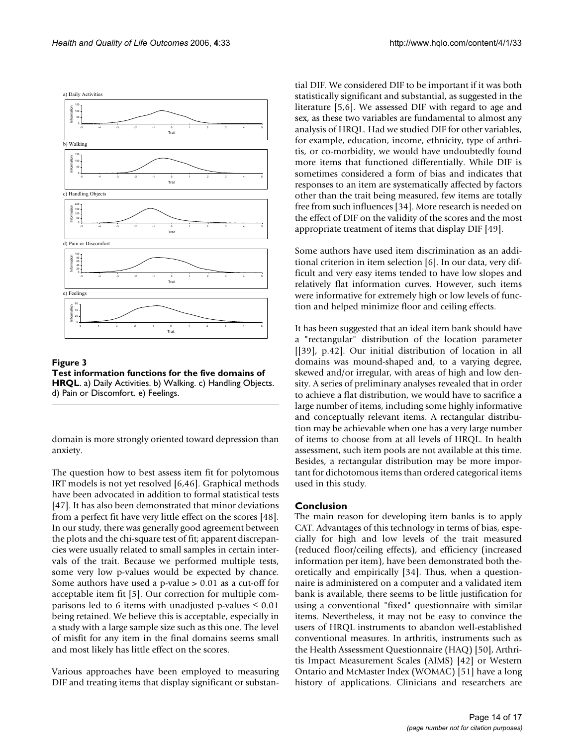**Figure 3**

**Test information functions for the five domains of HRQL**. a) Daily Activities. b) Walking. c) Handling Objects. d) Pain or Discomfort. e) Feelings.

domain is more strongly oriented toward depression than anxiety.

The question how to best assess item fit for polytomous IRT models is not yet resolved [6,46]. Graphical methods have been advocated in addition to formal statistical tests [47]. It has also been demonstrated that minor deviations from a perfect fit have very little effect on the scores [48]. In our study, there was generally good agreement between the plots and the chi-square test of fit; apparent discrepancies were usually related to small samples in certain intervals of the trait. Because we performed multiple tests, some very low p-values would be expected by chance. Some authors have used a p-value > 0.01 as a cut-off for acceptable item fit [5]. Our correction for multiple comparisons led to 6 items with unadjusted p-values ≤ 0.01 being retained. We believe this is acceptable, especially in a study with a large sample size such as this one. The level of misfit for any item in the final domains seems small and most likely has little effect on the scores.

Various approaches have been employed to measuring DIF and treating items that display significant or substantial DIF. We considered DIF to be important if it was both statistically significant and substantial, as suggested in the literature [5,6]. We assessed DIF with regard to age and sex, as these two variables are fundamental to almost any analysis of HRQL. Had we studied DIF for other variables, for example, education, income, ethnicity, type of arthritis, or co-morbidity, we would have undoubtedly found more items that functioned differentially. While DIF is sometimes considered a form of bias and indicates that responses to an item are systematically affected by factors other than the trait being measured, few items are totally free from such influences [34]. More research is needed on the effect of DIF on the validity of the scores and the most appropriate treatment of items that display DIF [49].

Some authors have used item discrimination as an additional criterion in item selection [6]. In our data, very difficult and very easy items tended to have low slopes and relatively flat information curves. However, such items were informative for extremely high or low levels of function and helped minimize floor and ceiling effects.

It has been suggested that an ideal item bank should have a "rectangular" distribution of the location parameter [[39], p.42]. Our initial distribution of location in all domains was mound-shaped and, to a varying degree, skewed and/or irregular, with areas of high and low density. A series of preliminary analyses revealed that in order to achieve a flat distribution, we would have to sacrifice a large number of items, including some highly informative and conceptually relevant items. A rectangular distribution may be achievable when one has a very large number of items to choose from at all levels of HRQL. In health assessment, such item pools are not available at this time. Besides, a rectangular distribution may be more important for dichotomous items than ordered categorical items used in this study.

## Conclusion

The main reason for developing item banks is to apply CAT. Advantages of this technology in terms of bias, especially for high and low levels of the trait measured (reduced floor/ceiling effects), and efficiency (increased information per item), have been demonstrated both theoretically and empirically [34]. Thus, when a questionnaire is administered on a computer and a validated item bank is available, there seems to be little justification for using a conventional "fixed" questionnaire with similar items. Nevertheless, it may not be easy to convince the users of HRQL instruments to abandon well-established conventional measures. In arthritis, instruments such as the Health Assessment Questionnaire (HAQ) [50], Arthritis Impact Measurement Scales (AIMS) [42] or Western Ontario and McMaster Index (WOMAC) [51] have a long history of applications. Clinicians and researchers are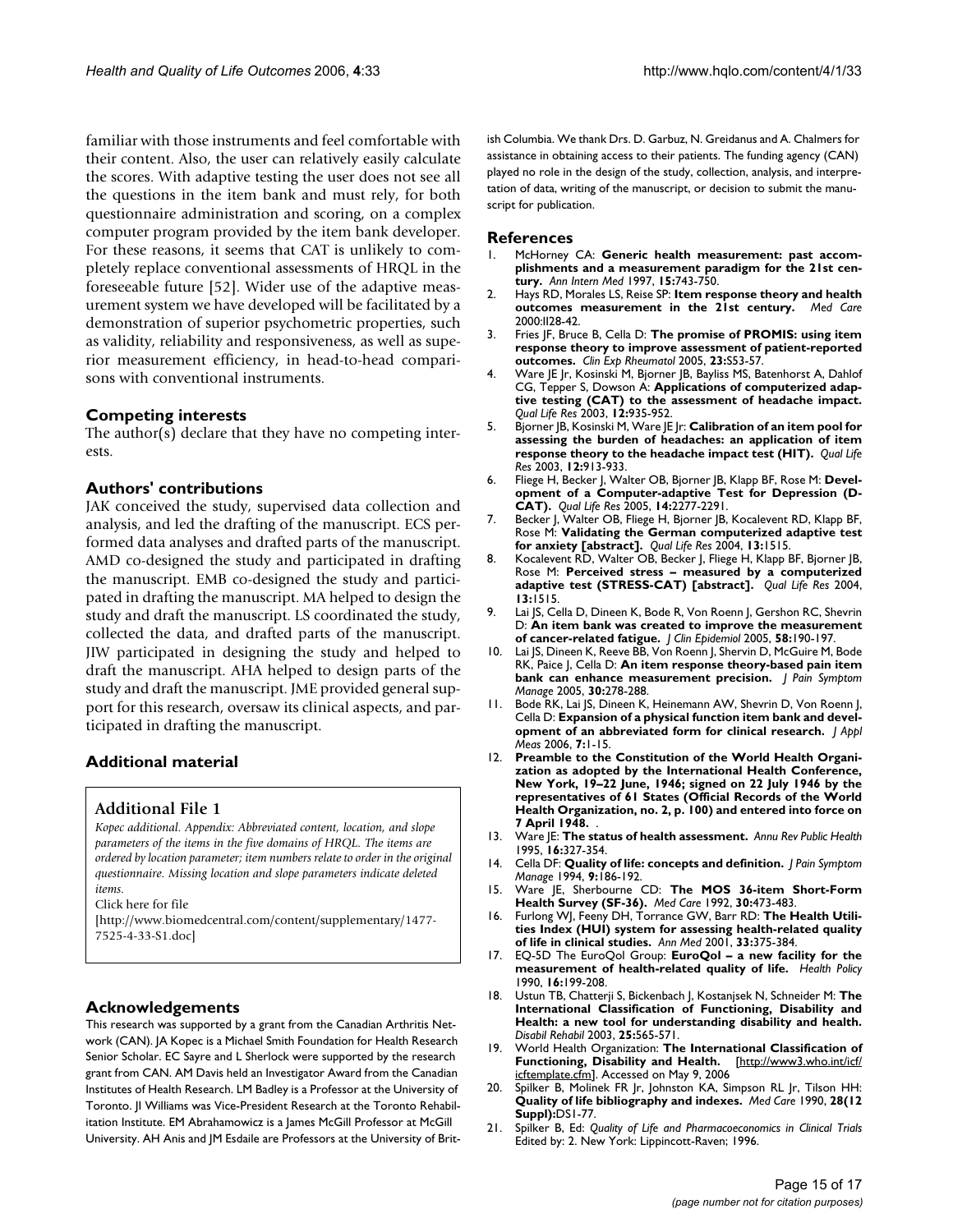familiar with those instruments and feel comfortable with their content. Also, the user can relatively easily calculate the scores. With adaptive testing the user does not see all the questions in the item bank and must rely, for both questionnaire administration and scoring, on a complex computer program provided by the item bank developer. For these reasons, it seems that CAT is unlikely to completely replace conventional assessments of HRQL in the foreseeable future [52]. Wider use of the adaptive measurement system we have developed will be facilitated by a demonstration of superior psychometric properties, such as validity, reliability and responsiveness, as well as superior measurement efficiency, in head-to-head comparisons with conventional instruments.

## Competing interests

The author(s) declare that they have no competing interests.

## Authors' contributions

JAK conceived the study, supervised data collection and analysis, and led the drafting of the manuscript. ECS performed data analyses and drafted parts of the manuscript. AMD co-designed the study and participated in drafting the manuscript. EMB co-designed the study and participated in drafting the manuscript. MA helped to design the study and draft the manuscript. LS coordinated the study, collected the data, and drafted parts of the manuscript. JIW participated in designing the study and helped to draft the manuscript. AHA helped to design parts of the study and draft the manuscript. JME provided general support for this research, oversaw its clinical aspects, and participated in drafting the manuscript.

## Additional material

**Additional File 1**

*Kopec additional. Appendix: Abbreviated content, location, and slope parameters of the items in the five domains of HRQL. The items are ordered by location parameter; item numbers relate to order in the original questionnaire. Missing location and slope parameters indicate deleted items.*

Click here for file

[http://www.biomedcentral.com/content/supplementary/1477-7525-4-33-S1.doc]

## Acknowledgements

This research was supported by a grant from the Canadian Arthritis Network (CAN). JA Kopec is a Michael Smith Foundation for Health Research Senior Scholar. EC Sayre and L Sherlock were supported by the research grant from CAN. AM Davis held an Investigator Award from the Canadian Institutes of Health Research. LM Badley is a Professor at the University of Toronto. JI Williams was Vice-President Research at the Toronto Rehabilitation Institute. EM Abrahamowicz is a James McGill Professor at McGill University. AH Anis and JM Esdaile are Professors at the University of British Columbia. We thank Drs. D. Garbuz, N. Greidanus and A. Chalmers for assistance in obtaining access to their patients. The funding agency (CAN) played no role in the design of the study, collection, analysis, and interpretation of data, writing of the manuscript, or decision to submit the manuscript for publication.

## References

1. McHorney CA: **Generic health measurement: past accomplishments and a measurement paradigm for the 21st century.** *Ann Intern Med* 1997, **15:**743-750.
2. Hays RD, Morales LS, Reise SP: **Item response theory and health outcomes measurement in the 21st century.** *Med Care* 2000:II28-42.
3. Fries JF, Bruce B, Cella D: **The promise of PROMIS: using item response theory to improve assessment of patient-reported outcomes.** *Clin Exp Rheumatol* 2005, **23:**S53-57.
4. Ware JE Jr, Kosinski M, Bjorner JB, Bayliss MS, Batenhorst A, Dahlof CG, Tepper S, Dowson A: **Applications of computerized adaptive testing (CAT) to the assessment of headache impact.** *Qual Life Res* 2003, **12:**935-952.
5. Bjorner JB, Kosinski M, Ware JE Jr: **Calibration of an item pool for assessing the burden of headaches: an application of item response theory to the headache impact test (HIT).** *Qual Life Res* 2003, **12:**913-933.
6. Fliege H, Becker J, Walter OB, Bjorner JB, Klapp BF, Rose M: **Development of a Computer-adaptive Test for Depression (D-CAT).** *Qual Life Res* 2005, **14:**2277-2291.
7. Becker J, Walter OB, Fliege H, Bjorner JB, Kocalevent RD, Klapp BF, Rose M: **Validating the German computerized adaptive test for anxiety [abstract].** *Qual Life Res* 2004, **13:**1515.
8. Kocalevent RD, Walter OB, Becker J, Fliege H, Klapp BF, Bjorner JB, Rose M: **Perceived stress – measured by a computerized adaptive test (STRESS-CAT) [abstract].** *Qual Life Res* 2004, **13:**1515.
9. Lai JS, Cella D, Dineen K, Bode R, Von Roenn J, Gershon RC, Shevrin D: **An item bank was created to improve the measurement of cancer-related fatigue.** *J Clin Epidemiol* 2005, **58:**190-197.
10. Lai JS, Dineen K, Reeve BB, Von Roenn J, Shervin D, McGuire M, Bode RK, Paice J, Cella D: **An item response theory-based pain item bank can enhance measurement precision.** *J Pain Symptom Manage* 2005, **30:**278-288.
11. Bode RK, Lai JS, Dineen K, Heinemann AW, Shevrin D, Von Roenn J, Cella D: **Expansion of a physical function item bank and development of an abbreviated form for clinical research.** *J Appl Meas* 2006, **7:**1-15.
12. **Preamble to the Constitution of the World Health Organization as adopted by the International Health Conference, New York, 19–22 June, 1946; signed on 22 July 1946 by the representatives of 61 States (Official Records of the World Health Organization, no. 2, p. 100) and entered into force on 7 April 1948.** .
13. Ware JE: **The status of health assessment.** *Annu Rev Public Health* 1995, **16:**327-354.
14. Cella DF: **Quality of life: concepts and definition.** *J Pain Symptom Manage* 1994, **9:**186-192.
15. Ware JE, Sherbourne CD: **The MOS 36-item Short-Form Health Survey (SF-36).** *Med Care* 1992, **30:**473-483.
16. Furlong WJ, Feeny DH, Torrance GW, Barr RD: **The Health Utilities Index (HUI) system for assessing health-related quality of life in clinical studies.** *Ann Med* 2001, **33:**375-384.
17. EQ-5D The EuroQol Group: **EuroQol – a new facility for the measurement of health-related quality of life.** *Health Policy* 1990, **16:**199-208.
18. Ustun TB, Chatterji S, Bickenbach J, Kostanjsek N, Schneider M: **The International Classification of Functioning, Disability and Health: a new tool for understanding disability and health.** *Disabil Rehabil* 2003, **25:**565-571.
19. World Health Organization: **The International Classification of Functioning, Disability and Health.** [http://www3.who.int/icf/icftemplate.cfm]. Accessed on May 9, 2006
20. Spilker B, Molinek FR Jr, Johnston KA, Simpson RL Jr, Tilson HH: **Quality of life bibliography and indexes.** *Med Care* 1990, **28(12 Suppl):**DS1-77.
21. Spilker B, Ed: *Quality of Life and Pharmacoeconomics in Clinical Trials* Edited by: 2. New York: Lippincott-Raven; 1996.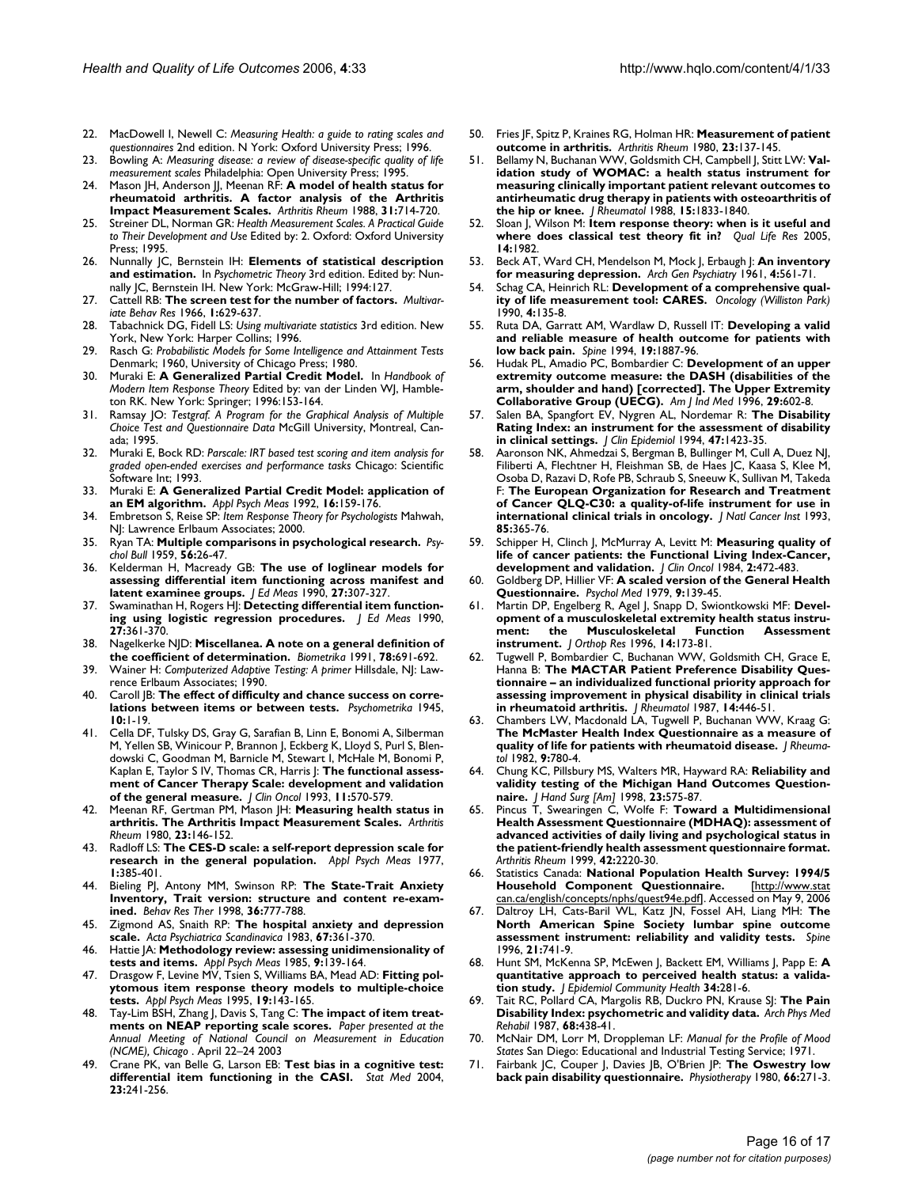22. MacDowell I, Newell C: *Measuring Health: a guide to rating scales and questionnaires* 2nd edition. N York: Oxford University Press; 1996.
23. Bowling A: *Measuring disease: a review of disease-specific quality of life measurement scales* Philadelphia: Open University Press; 1995.
24. Mason JH, Anderson JJ, Meenan RF: **A model of health status for rheumatoid arthritis. A factor analysis of the Arthritis Impact Measurement Scales.** *Arthritis Rheum* 1988, **31:**714-720.
25. Streiner DL, Norman GR: *Health Measurement Scales. A Practical Guide to Their Development and Use* Edited by: 2. Oxford: Oxford University Press; 1995.
26. Nunnally JC, Bernstein IH: **Elements of statistical description and estimation.** In *Psychometric Theory* 3rd edition. Edited by: Nunnally JC, Bernstein IH. New York: McGraw-Hill; 1994:127.
27. Cattell RB: **The screen test for the number of factors.** *Multivariate Behav Res* 1966, **1:**629-637.
28. Tabachnick DG, Fidell LS: *Using multivariate statistics* 3rd edition. New York, New York: Harper Collins; 1996.
29. Rasch G: *Probabilistic Models for Some Intelligence and Attainment Tests* Denmark; 1960, University of Chicago Press; 1980.
30. Muraki E: **A Generalized Partial Credit Model.** In *Handbook of Modern Item Response Theory* Edited by: van der Linden WJ, Hambleton RK. New York: Springer; 1996:153-164.
31. Ramsay JO: *Testgraf. A Program for the Graphical Analysis of Multiple Choice Test and Questionnaire Data* McGill University, Montreal, Canada; 1995.
32. Muraki E, Bock RD: *Parscale: IRT based test scoring and item analysis for graded open-ended exercises and performance tasks* Chicago: Scientific Software Int; 1993.
33. Muraki E: **A Generalized Partial Credit Model: application of an EM algorithm.** *Appl Psych Meas* 1992, **16:**159-176.
34. Embretson S, Reise SP: *Item Response Theory for Psychologists* Mahwah, NJ: Lawrence Erlbaum Associates; 2000.
35. Ryan TA: **Multiple comparisons in psychological research.** *Psychol Bull* 1959, **56:**26-47.
36. Kelderman H, Macready GB: **The use of loglinear models for assessing differential item functioning across manifest and latent examinee groups.** *J Ed Meas* 1990, **27:**307-327.
37. Swaminathan H, Rogers HJ: **Detecting differential item functioning using logistic regression procedures.** *J Ed Meas* 1990, **27:**361-370.
38. Nagelkerke NJD: **Miscellanea. A note on a general definition of the coefficient of determination.** *Biometrika* 1991, **78:**691-692.
39. Wainer H: *Computerized Adaptive Testing: A primer* Hillsdale, NJ: Lawrence Erlbaum Associates; 1990.
40. Caroll JB: **The effect of difficulty and chance success on correlations between items or between tests.** *Psychometrika* 1945, **10:**1-19.
41. Cella DF, Tulsky DS, Gray G, Sarafian B, Linn E, Bonomi A, Silberman M, Yellen SB, Winicour P, Brannon J, Eckberg K, Lloyd S, Purl S, Blendowski C, Goodman M, Barnicle M, Stewart I, McHale M, Bonomi P, Kaplan E, Taylor S IV, Thomas CR, Harris J: **The functional assessment of Cancer Therapy Scale: development and validation of the general measure.** *J Clin Oncol* 1993, **11:**570-579.
42. Meenan RF, Gertman PM, Mason JH: **Measuring health status in arthritis. The Arthritis Impact Measurement Scales.** *Arthritis Rheum* 1980, **23:**146-152.
43. Radloff LS: **The CES-D scale: a self-report depression scale for research in the general population.** *Appl Psych Meas* 1977, **1:**385-401.
44. Bieling PJ, Antony MM, Swinson RP: **The State-Trait Anxiety Inventory, Trait version: structure and content re-examined.** *Behav Res Ther* 1998, **36:**777-788.
45. Zigmond AS, Snaith RP: **The hospital anxiety and depression scale.** *Acta Psychiatrica Scandinavica* 1983, **67:**361-370.
46. Hattie JA: **Methodology review: assessing unidimensionality of tests and items.** *Appl Psych Meas* 1985, **9:**139-164.
47. Drasgow F, Levine MV, Tsien S, Williams BA, Mead AD: **Fitting polytomous item response theory models to multiple-choice tests.** *Appl Psych Meas* 1995, **19:**143-165.
48. Tay-Lim BSH, Zhang J, Davis S, Tang C: **The impact of item treatments on NEAP reporting scale scores.** *Paper presented at the Annual Meeting of National Council on Measurement in Education (NCME), Chicago* . April 22–24 2003
49. Crane PK, van Belle G, Larson EB: **Test bias in a cognitive test: differential item functioning in the CASI.** *Stat Med* 2004, **23:**241-256.
50. Fries JF, Spitz P, Kraines RG, Holman HR: **Measurement of patient outcome in arthritis.** *Arthritis Rheum* 1980, **23:**137-145.
51. Bellamy N, Buchanan WW, Goldsmith CH, Campbell J, Stitt LW: **Validation study of WOMAC: a health status instrument for measuring clinically important patient relevant outcomes to antirheumatic drug therapy in patients with osteoarthritis of the hip or knee.** *J Rheumatol* 1988, **15:**1833-1840.
52. Sloan J, Wilson M: **Item response theory: when is it useful and where does classical test theory fit in?** *Qual Life Res* 2005, **14:**1982.
53. Beck AT, Ward CH, Mendelson M, Mock J, Erbaugh J: **An inventory for measuring depression.** *Arch Gen Psychiatry* 1961, **4:**561-71.
54. Schag CA, Heinrich RL: **Development of a comprehensive quality of life measurement tool: CARES.** *Oncology (Williston Park)* 1990, **4:**135-8.
55. Ruta DA, Garratt AM, Wardlaw D, Russell IT: **Developing a valid and reliable measure of health outcome for patients with low back pain.** *Spine* 1994, **19:**1887-96.
56. Hudak PL, Amadio PC, Bombardier C: **Development of an upper extremity outcome measure: the DASH (disabilities of the arm, shoulder and hand) [corrected]. The Upper Extremity Collaborative Group (UECG).** *Am J Ind Med* 1996, **29:**602-8.
57. Salen BA, Spangfort EV, Nygren AL, Nordemar R: **The Disability Rating Index: an instrument for the assessment of disability in clinical settings.** *J Clin Epidemiol* 1994, **47:**1423-35.
58. Aaronson NK, Ahmedzai S, Bergman B, Bullinger M, Cull A, Duez NJ, Filiberti A, Flechtner H, Fleishman SB, de Haes JC, Kaasa S, Klee M, Osoba D, Razavi D, Rofe PB, Schraub S, Sneeuw K, Sullivan M, Takeda F: **The European Organization for Research and Treatment of Cancer QLQ-C30: a quality-of-life instrument for use in international clinical trials in oncology.** *J Natl Cancer Inst* 1993, **85:**365-76.
59. Schipper H, Clinch J, McMurray A, Levitt M: **Measuring quality of life of cancer patients: the Functional Living Index-Cancer, development and validation.** *J Clin Oncol* 1984, **2:**472-483.
60. Goldberg DP, Hillier VF: **A scaled version of the General Health Questionnaire.** *Psychol Med* 1979, **9:**139-45.
61. Martin DP, Engelberg R, Agel J, Snapp D, Swiontkowski MF: **Development of a musculoskeletal extremity health status instrument: the Musculoskeletal Function Assessment instrument.** *J Orthop Res* 1996, **14:**173-81.
62. Tugwell P, Bombardier C, Buchanan WW, Goldsmith CH, Grace E, Hanna B: **The MACTAR Patient Preference Disability Questionnaire – an individualized functional priority approach for assessing improvement in physical disability in clinical trials in rheumatoid arthritis.** *J Rheumatol* 1987, **14:**446-51.
63. Chambers LW, Macdonald LA, Tugwell P, Buchanan WW, Kraag G: **The McMaster Health Index Questionnaire as a measure of quality of life for patients with rheumatoid disease.** *J Rheumatol* 1982, **9:**780-4.
64. Chung KC, Pillsbury MS, Walters MR, Hayward RA: **Reliability and validity testing of the Michigan Hand Outcomes Questionnaire.** *J Hand Surg [Am]* 1998, **23:**575-87.
65. Pincus T, Swearingen C, Wolfe F: **Toward a Multidimensional Health Assessment Questionnaire (MDHAQ): assessment of advanced activities of daily living and psychological status in the patient-friendly health assessment questionnaire format.** *Arthritis Rheum* 1999, **42:**2220-30.
66. Statistics Canada: **National Population Health Survey: 1994/5 Household Component Questionnaire.** [http://www.statcan.ca/english/concepts/nphs/quest94e.pdf]. Accessed on May 9, 2006
67. Daltroy LH, Cats-Baril WL, Katz JN, Fossel AH, Liang MH: **The North American Spine Society lumbar spine outcome assessment instrument: reliability and validity tests.** *Spine* 1996, **21:**741-9.
68. Hunt SM, McKenna SP, McEwen J, Backett EM, Williams J, Papp E: **A quantitative approach to perceived health status: a validation study.** *J Epidemiol Community Health* **34:**281-6.
69. Tait RC, Pollard CA, Margolis RB, Duckro PN, Krause SJ: **The Pain Disability Index: psychometric and validity data.** *Arch Phys Med Rehabil* 1987, **68:**438-41.
70. McNair DM, Lorr M, Droppleman LF: *Manual for the Profile of Mood States* San Diego: Educational and Industrial Testing Service; 1971.
71. Fairbank JC, Couper J, Davies JB, O'Brien JP: **The Oswestry low back pain disability questionnaire.** *Physiotherapy* 1980, **66:**271-3.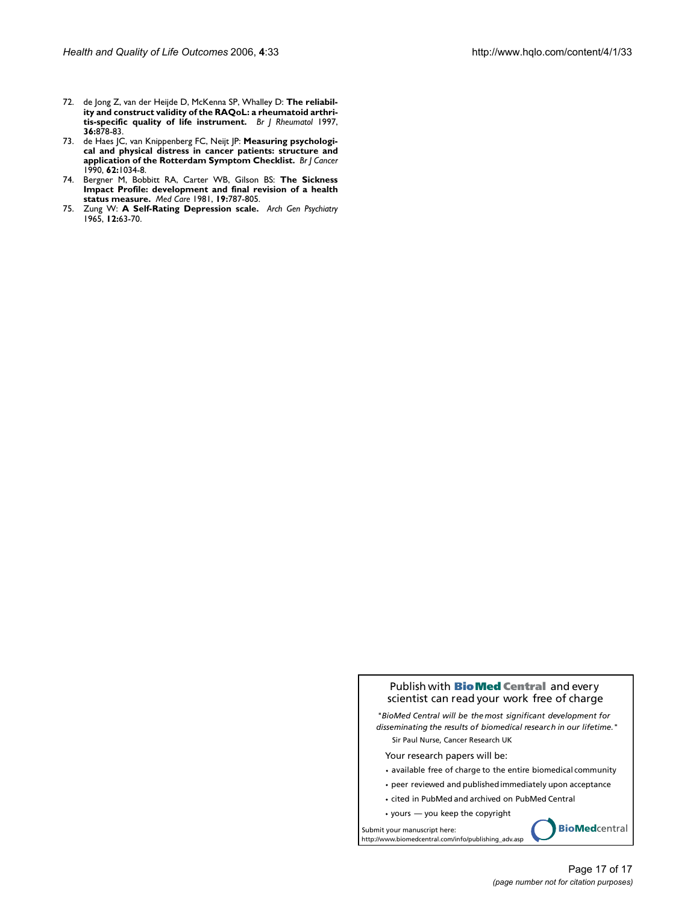72. de Jong Z, van der Heijde D, McKenna SP, Whalley D: **The reliability and construct validity of the RAQoL: a rheumatoid arthritis-specific quality of life instrument.** *Br J Rheumatol* 1997, **36:**878-83.
73. de Haes JC, van Knippenberg FC, Neijt JP: **Measuring psychological and physical distress in cancer patients: structure and application of the Rotterdam Symptom Checklist.** *Br J Cancer* 1990, **62:**1034-8.
74. Bergner M, Bobbitt RA, Carter WB, Gilson BS: **The Sickness Impact Profile: development and final revision of a health status measure.** *Med Care* 1981, **19:**787-805.
75. Zung W: **A Self-Rating Depression scale.** *Arch Gen Psychiatry* 1965, **12:**63-70.

Publish with **BioMed Central** and every scientist can read your work free of charge

*"BioMed Central will be the most significant development for disseminating the results of biomedical research in our lifetime."*

Sir Paul Nurse, Cancer Research UK

Your research papers will be:

- available free of charge to the entire biomedical community
- peer reviewed and published immediately upon acceptance
- cited in PubMed and archived on PubMed Central
- yours — you keep the copyright

Submit your manuscript here:
http://www.biomedcentral.com/info/publishing_adv.asp

**BioMed**central